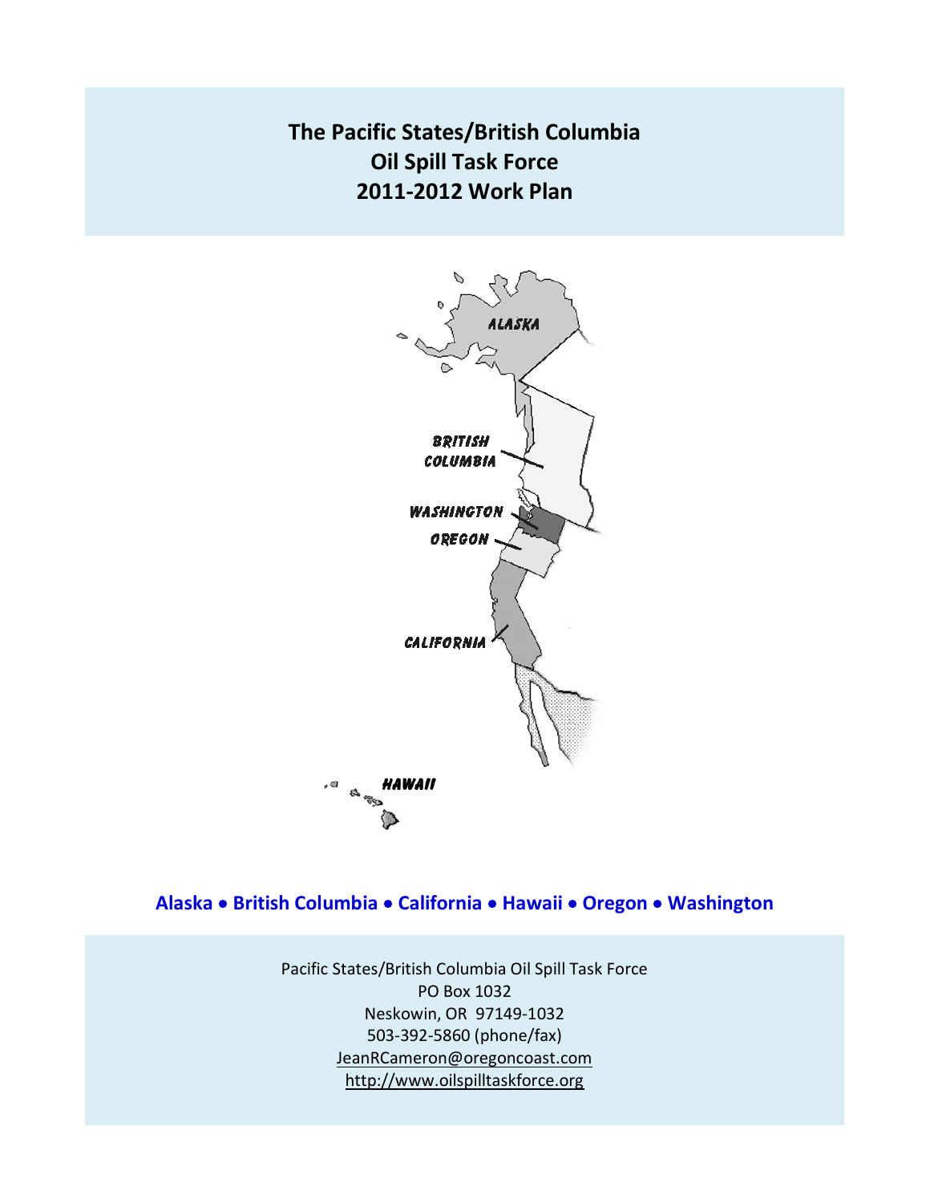# The Pacific States/British Columbia Oil Spill Task Force 2011-2012 Work Plan

**Alaska • British Columbia • California • Hawaii • Oregon • Washington**

Pacific States/British Columbia Oil Spill Task Force
PO Box 1032
Neskowin, OR 97149-1032
503-392-5860 (phone/fax)
JeanRCameron@oregoncoast.com
http://www.oilspilltaskforce.org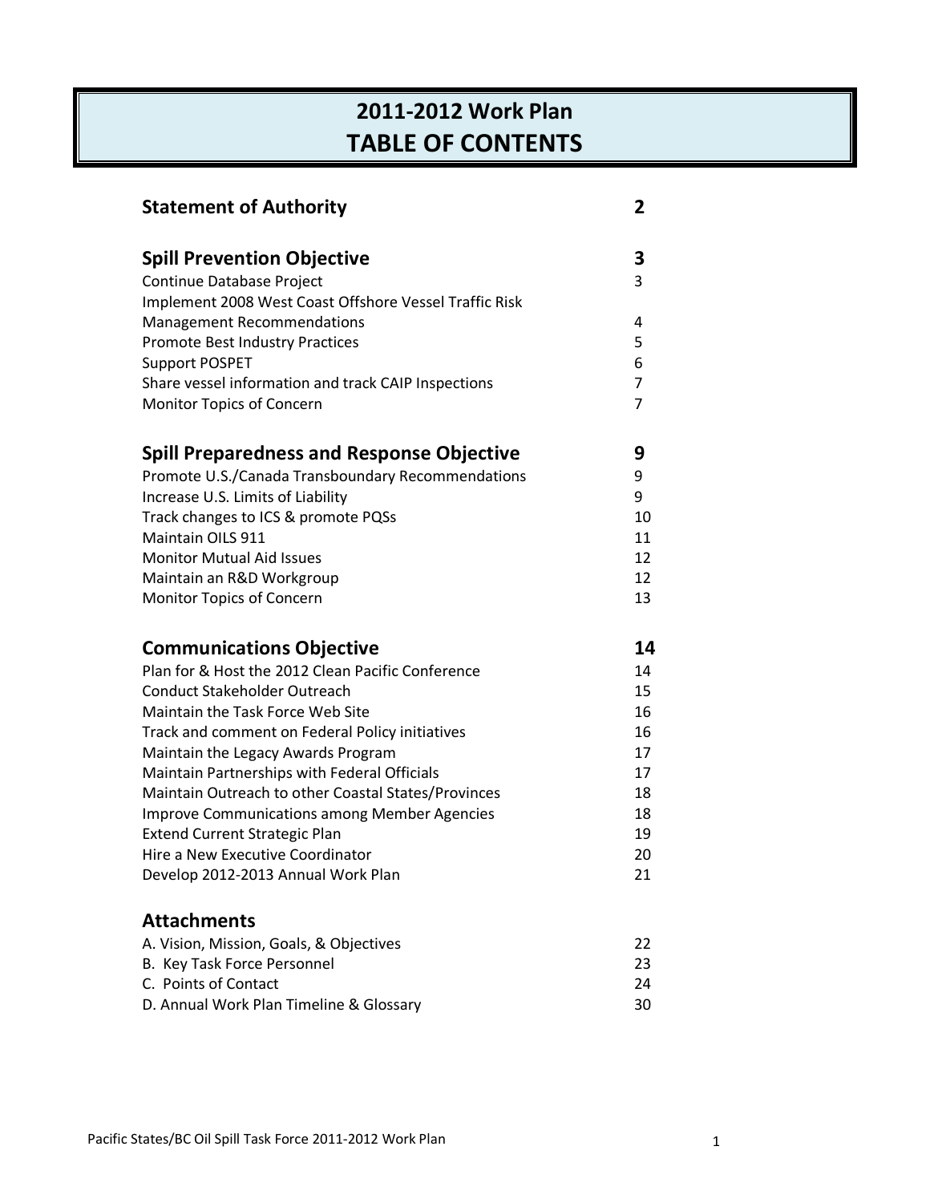# 2011-2012 Work Plan
# TABLE OF CONTENTS

| | |
|---|---|
| **Statement of Authority** | **2** |
| | |
| **Spill Prevention Objective** | **3** |
| Continue Database Project | 3 |
| Implement 2008 West Coast Offshore Vessel Traffic Risk Management Recommendations | 4 |
| Promote Best Industry Practices | 5 |
| Support POSPET | 6 |
| Share vessel information and track CAIP Inspections | 7 |
| Monitor Topics of Concern | 7 |
| | |
| **Spill Preparedness and Response Objective** | **9** |
| Promote U.S./Canada Transboundary Recommendations | 9 |
| Increase U.S. Limits of Liability | 9 |
| Track changes to ICS & promote PQSs | 10 |
| Maintain OILS 911 | 11 |
| Monitor Mutual Aid Issues | 12 |
| Maintain an R&D Workgroup | 12 |
| Monitor Topics of Concern | 13 |
| | |
| **Communications Objective** | **14** |
| Plan for & Host the 2012 Clean Pacific Conference | 14 |
| Conduct Stakeholder Outreach | 15 |
| Maintain the Task Force Web Site | 16 |
| Track and comment on Federal Policy initiatives | 16 |
| Maintain the Legacy Awards Program | 17 |
| Maintain Partnerships with Federal Officials | 17 |
| Maintain Outreach to other Coastal States/Provinces | 18 |
| Improve Communications among Member Agencies | 18 |
| Extend Current Strategic Plan | 19 |
| Hire a New Executive Coordinator | 20 |
| Develop 2012-2013 Annual Work Plan | 21 |
| | |
| **Attachments** | |
| A. Vision, Mission, Goals, & Objectives | 22 |
| B. Key Task Force Personnel | 23 |
| C. Points of Contact | 24 |
| D. Annual Work Plan Timeline & Glossary | 30 |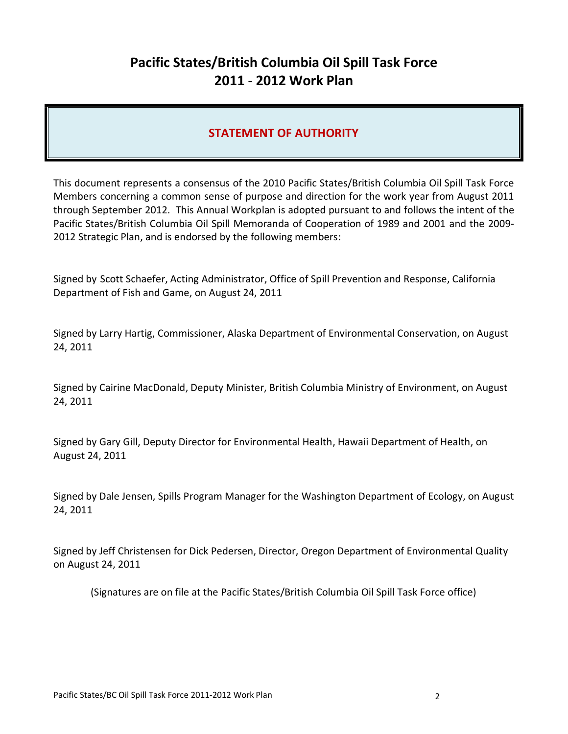# Pacific States/British Columbia Oil Spill Task Force 2011 - 2012 Work Plan

## STATEMENT OF AUTHORITY

This document represents a consensus of the 2010 Pacific States/British Columbia Oil Spill Task Force Members concerning a common sense of purpose and direction for the work year from August 2011 through September 2012. This Annual Workplan is adopted pursuant to and follows the intent of the Pacific States/British Columbia Oil Spill Memoranda of Cooperation of 1989 and 2001 and the 2009-2012 Strategic Plan, and is endorsed by the following members:

Signed by Scott Schaefer, Acting Administrator, Office of Spill Prevention and Response, California Department of Fish and Game, on August 24, 2011

Signed by Larry Hartig, Commissioner, Alaska Department of Environmental Conservation, on August 24, 2011

Signed by Cairine MacDonald, Deputy Minister, British Columbia Ministry of Environment, on August 24, 2011

Signed by Gary Gill, Deputy Director for Environmental Health, Hawaii Department of Health, on August 24, 2011

Signed by Dale Jensen, Spills Program Manager for the Washington Department of Ecology, on August 24, 2011

Signed by Jeff Christensen for Dick Pedersen, Director, Oregon Department of Environmental Quality on August 24, 2011

(Signatures are on file at the Pacific States/British Columbia Oil Spill Task Force office)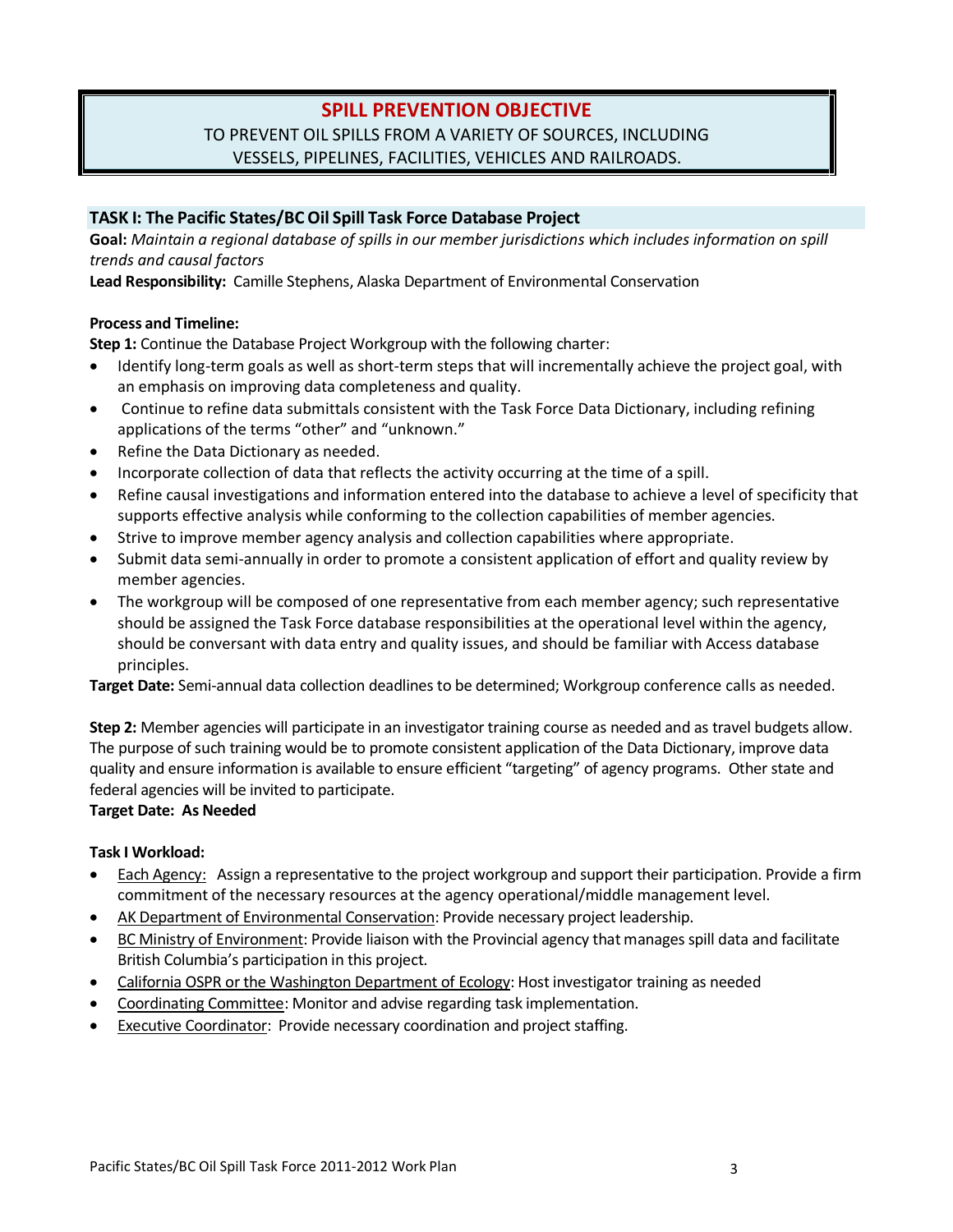# SPILL PREVENTION OBJECTIVE

TO PREVENT OIL SPILLS FROM A VARIETY OF SOURCES, INCLUDING VESSELS, PIPELINES, FACILITIES, VEHICLES AND RAILROADS.

## TASK I: The Pacific States/BC Oil Spill Task Force Database Project

**Goal:** *Maintain a regional database of spills in our member jurisdictions which includes information on spill trends and causal factors*

**Lead Responsibility:** Camille Stephens, Alaska Department of Environmental Conservation

**Process and Timeline:**

**Step 1:** Continue the Database Project Workgroup with the following charter:

- Identify long-term goals as well as short-term steps that will incrementally achieve the project goal, with an emphasis on improving data completeness and quality.
- Continue to refine data submittals consistent with the Task Force Data Dictionary, including refining applications of the terms "other" and "unknown."
- Refine the Data Dictionary as needed.
- Incorporate collection of data that reflects the activity occurring at the time of a spill.
- Refine causal investigations and information entered into the database to achieve a level of specificity that supports effective analysis while conforming to the collection capabilities of member agencies.
- Strive to improve member agency analysis and collection capabilities where appropriate.
- Submit data semi-annually in order to promote a consistent application of effort and quality review by member agencies.
- The workgroup will be composed of one representative from each member agency; such representative should be assigned the Task Force database responsibilities at the operational level within the agency, should be conversant with data entry and quality issues, and should be familiar with Access database principles.

**Target Date:** Semi-annual data collection deadlines to be determined; Workgroup conference calls as needed.

**Step 2:** Member agencies will participate in an investigator training course as needed and as travel budgets allow. The purpose of such training would be to promote consistent application of the Data Dictionary, improve data quality and ensure information is available to ensure efficient "targeting" of agency programs. Other state and federal agencies will be invited to participate.

**Target Date: As Needed**

**Task I Workload:**

- Each Agency: Assign a representative to the project workgroup and support their participation. Provide a firm commitment of the necessary resources at the agency operational/middle management level.
- AK Department of Environmental Conservation: Provide necessary project leadership.
- BC Ministry of Environment: Provide liaison with the Provincial agency that manages spill data and facilitate British Columbia's participation in this project.
- California OSPR or the Washington Department of Ecology: Host investigator training as needed
- Coordinating Committee: Monitor and advise regarding task implementation.
- Executive Coordinator: Provide necessary coordination and project staffing.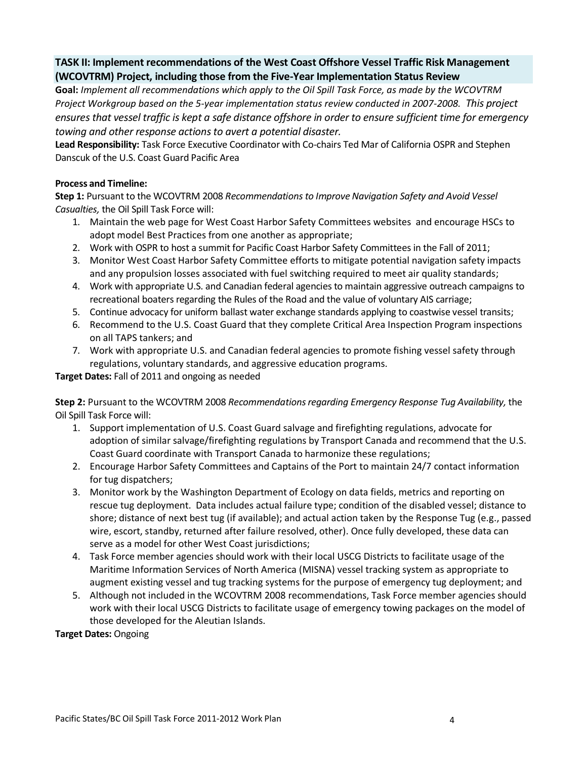## TASK II: Implement recommendations of the West Coast Offshore Vessel Traffic Risk Management (WCOVTRM) Project, including those from the Five-Year Implementation Status Review

**Goal:** *Implement all recommendations which apply to the Oil Spill Task Force, as made by the WCOVTRM Project Workgroup based on the 5-year implementation status review conducted in 2007-2008. This project ensures that vessel traffic is kept a safe distance offshore in order to ensure sufficient time for emergency towing and other response actions to avert a potential disaster.*

**Lead Responsibility:** Task Force Executive Coordinator with Co-chairs Ted Mar of California OSPR and Stephen Danscuk of the U.S. Coast Guard Pacific Area

**Process and Timeline:**

**Step 1:** Pursuant to the WCOVTRM 2008 *Recommendations to Improve Navigation Safety and Avoid Vessel Casualties,* the Oil Spill Task Force will:

1. Maintain the web page for West Coast Harbor Safety Committees websites and encourage HSCs to adopt model Best Practices from one another as appropriate;
2. Work with OSPR to host a summit for Pacific Coast Harbor Safety Committees in the Fall of 2011;
3. Monitor West Coast Harbor Safety Committee efforts to mitigate potential navigation safety impacts and any propulsion losses associated with fuel switching required to meet air quality standards;
4. Work with appropriate U.S. and Canadian federal agencies to maintain aggressive outreach campaigns to recreational boaters regarding the Rules of the Road and the value of voluntary AIS carriage;
5. Continue advocacy for uniform ballast water exchange standards applying to coastwise vessel transits;
6. Recommend to the U.S. Coast Guard that they complete Critical Area Inspection Program inspections on all TAPS tankers; and
7. Work with appropriate U.S. and Canadian federal agencies to promote fishing vessel safety through regulations, voluntary standards, and aggressive education programs.

**Target Dates:** Fall of 2011 and ongoing as needed

**Step 2:** Pursuant to the WCOVTRM 2008 *Recommendations regarding Emergency Response Tug Availability,* the Oil Spill Task Force will:

1. Support implementation of U.S. Coast Guard salvage and firefighting regulations, advocate for adoption of similar salvage/firefighting regulations by Transport Canada and recommend that the U.S. Coast Guard coordinate with Transport Canada to harmonize these regulations;
2. Encourage Harbor Safety Committees and Captains of the Port to maintain 24/7 contact information for tug dispatchers;
3. Monitor work by the Washington Department of Ecology on data fields, metrics and reporting on rescue tug deployment. Data includes actual failure type; condition of the disabled vessel; distance to shore; distance of next best tug (if available); and actual action taken by the Response Tug (e.g., passed wire, escort, standby, returned after failure resolved, other). Once fully developed, these data can serve as a model for other West Coast jurisdictions;
4. Task Force member agencies should work with their local USCG Districts to facilitate usage of the Maritime Information Services of North America (MISNA) vessel tracking system as appropriate to augment existing vessel and tug tracking systems for the purpose of emergency tug deployment; and
5. Although not included in the WCOVTRM 2008 recommendations, Task Force member agencies should work with their local USCG Districts to facilitate usage of emergency towing packages on the model of those developed for the Aleutian Islands.

**Target Dates:** Ongoing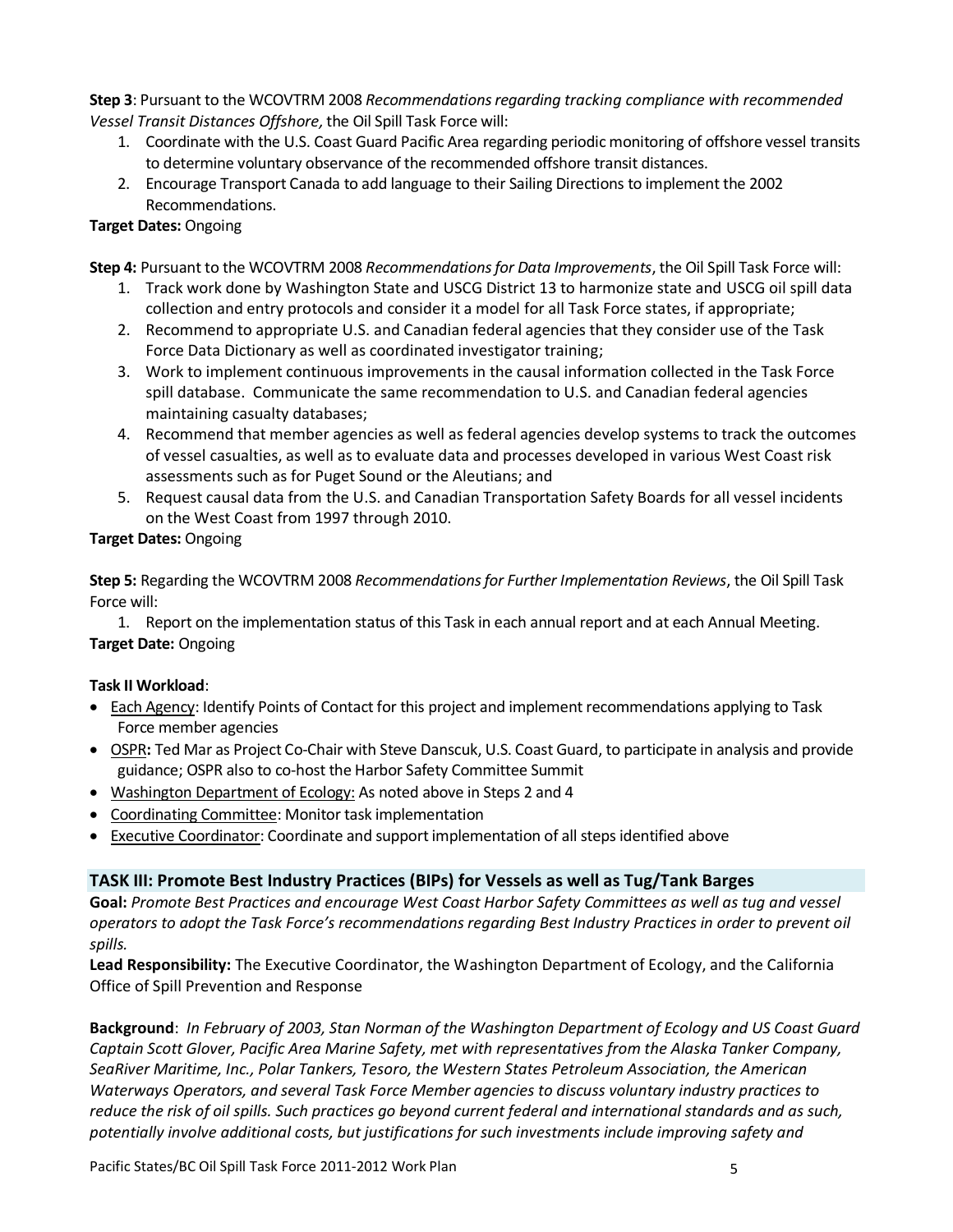**Step 3**: Pursuant to the WCOVTRM 2008 *Recommendations regarding tracking compliance with recommended Vessel Transit Distances Offshore,* the Oil Spill Task Force will:

1. Coordinate with the U.S. Coast Guard Pacific Area regarding periodic monitoring of offshore vessel transits to determine voluntary observance of the recommended offshore transit distances.
2. Encourage Transport Canada to add language to their Sailing Directions to implement the 2002 Recommendations.

**Target Dates:** Ongoing

**Step 4:** Pursuant to the WCOVTRM 2008 *Recommendations for Data Improvements*, the Oil Spill Task Force will:

1. Track work done by Washington State and USCG District 13 to harmonize state and USCG oil spill data collection and entry protocols and consider it a model for all Task Force states, if appropriate;
2. Recommend to appropriate U.S. and Canadian federal agencies that they consider use of the Task Force Data Dictionary as well as coordinated investigator training;
3. Work to implement continuous improvements in the causal information collected in the Task Force spill database. Communicate the same recommendation to U.S. and Canadian federal agencies maintaining casualty databases;
4. Recommend that member agencies as well as federal agencies develop systems to track the outcomes of vessel casualties, as well as to evaluate data and processes developed in various West Coast risk assessments such as for Puget Sound or the Aleutians; and
5. Request causal data from the U.S. and Canadian Transportation Safety Boards for all vessel incidents on the West Coast from 1997 through 2010.

**Target Dates:** Ongoing

**Step 5:** Regarding the WCOVTRM 2008 *Recommendations for Further Implementation Reviews*, the Oil Spill Task Force will:

1. Report on the implementation status of this Task in each annual report and at each Annual Meeting.

**Target Date:** Ongoing

**Task II Workload**:

- Each Agency: Identify Points of Contact for this project and implement recommendations applying to Task Force member agencies
- OSPR**:** Ted Mar as Project Co-Chair with Steve Danscuk, U.S. Coast Guard, to participate in analysis and provide guidance; OSPR also to co-host the Harbor Safety Committee Summit
- Washington Department of Ecology: As noted above in Steps 2 and 4
- Coordinating Committee: Monitor task implementation
- Executive Coordinator: Coordinate and support implementation of all steps identified above

## TASK III: Promote Best Industry Practices (BIPs) for Vessels as well as Tug/Tank Barges

**Goal:** *Promote Best Practices and encourage West Coast Harbor Safety Committees as well as tug and vessel operators to adopt the Task Force's recommendations regarding Best Industry Practices in order to prevent oil spills.*

**Lead Responsibility:** The Executive Coordinator, the Washington Department of Ecology, and the California Office of Spill Prevention and Response

**Background**: *In February of 2003, Stan Norman of the Washington Department of Ecology and US Coast Guard Captain Scott Glover, Pacific Area Marine Safety, met with representatives from the Alaska Tanker Company, SeaRiver Maritime, Inc., Polar Tankers, Tesoro, the Western States Petroleum Association, the American Waterways Operators, and several Task Force Member agencies to discuss voluntary industry practices to reduce the risk of oil spills. Such practices go beyond current federal and international standards and as such, potentially involve additional costs, but justifications for such investments include improving safety and*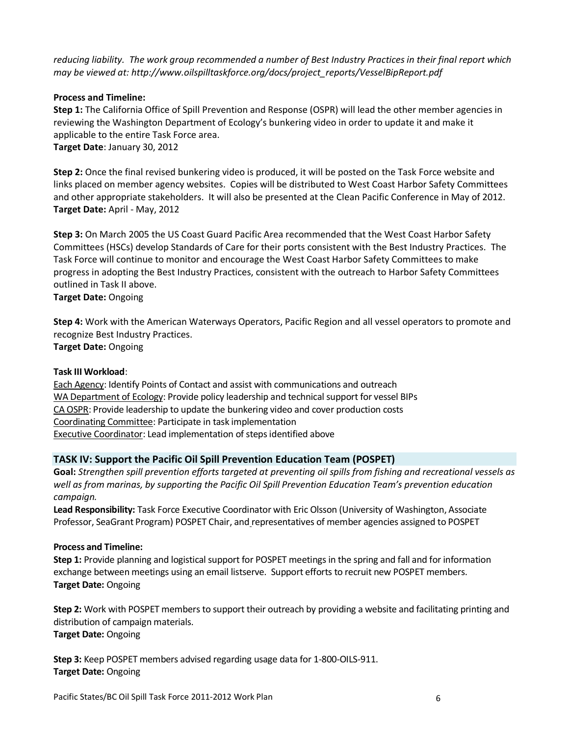*reducing liability. The work group recommended a number of Best Industry Practices in their final report which may be viewed at: http://www.oilspilltaskforce.org/docs/project_reports/VesselBipReport.pdf*

**Process and Timeline:**

**Step 1:** The California Office of Spill Prevention and Response (OSPR) will lead the other member agencies in reviewing the Washington Department of Ecology's bunkering video in order to update it and make it applicable to the entire Task Force area.
**Target Date**: January 30, 2012

**Step 2:** Once the final revised bunkering video is produced, it will be posted on the Task Force website and links placed on member agency websites. Copies will be distributed to West Coast Harbor Safety Committees and other appropriate stakeholders. It will also be presented at the Clean Pacific Conference in May of 2012.
**Target Date:** April - May, 2012

**Step 3:** On March 2005 the US Coast Guard Pacific Area recommended that the West Coast Harbor Safety Committees (HSCs) develop Standards of Care for their ports consistent with the Best Industry Practices. The Task Force will continue to monitor and encourage the West Coast Harbor Safety Committees to make progress in adopting the Best Industry Practices, consistent with the outreach to Harbor Safety Committees outlined in Task II above.
**Target Date:** Ongoing

**Step 4:** Work with the American Waterways Operators, Pacific Region and all vessel operators to promote and recognize Best Industry Practices.
**Target Date:** Ongoing

**Task III Workload**:
Each Agency: Identify Points of Contact and assist with communications and outreach
WA Department of Ecology: Provide policy leadership and technical support for vessel BIPs
CA OSPR: Provide leadership to update the bunkering video and cover production costs
Coordinating Committee: Participate in task implementation
Executive Coordinator: Lead implementation of steps identified above

## TASK IV: Support the Pacific Oil Spill Prevention Education Team (POSPET)

**Goal:** *Strengthen spill prevention efforts targeted at preventing oil spills from fishing and recreational vessels as well as from marinas, by supporting the Pacific Oil Spill Prevention Education Team's prevention education campaign.*
**Lead Responsibility:** Task Force Executive Coordinator with Eric Olsson (University of Washington, Associate Professor, SeaGrant Program) POSPET Chair, and representatives of member agencies assigned to POSPET

**Process and Timeline:**

**Step 1:** Provide planning and logistical support for POSPET meetings in the spring and fall and for information exchange between meetings using an email listserve. Support efforts to recruit new POSPET members.
**Target Date:** Ongoing

**Step 2:** Work with POSPET members to support their outreach by providing a website and facilitating printing and distribution of campaign materials.
**Target Date:** Ongoing

**Step 3:** Keep POSPET members advised regarding usage data for 1-800-OILS-911.
**Target Date:** Ongoing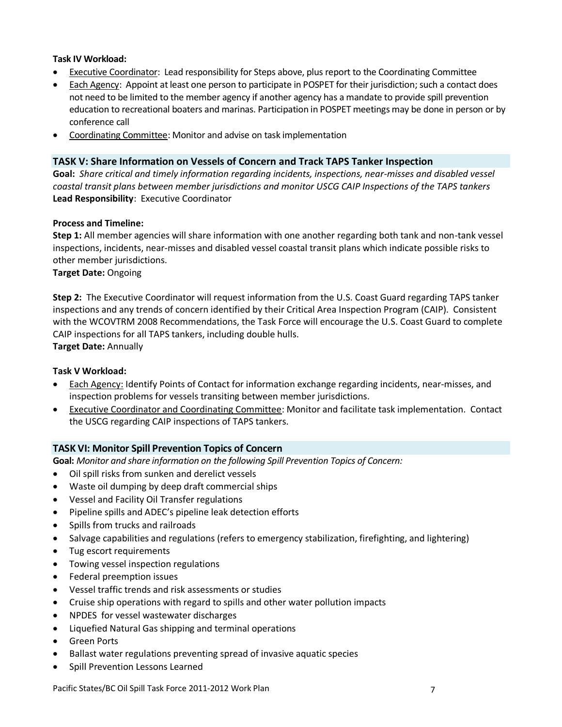**Task IV Workload:**

- Executive Coordinator: Lead responsibility for Steps above, plus report to the Coordinating Committee
- Each Agency: Appoint at least one person to participate in POSPET for their jurisdiction; such a contact does not need to be limited to the member agency if another agency has a mandate to provide spill prevention education to recreational boaters and marinas. Participation in POSPET meetings may be done in person or by conference call
- Coordinating Committee: Monitor and advise on task implementation

## TASK V: Share Information on Vessels of Concern and Track TAPS Tanker Inspection

**Goal:** *Share critical and timely information regarding incidents, inspections, near-misses and disabled vessel coastal transit plans between member jurisdictions and monitor USCG CAIP Inspections of the TAPS tankers*
**Lead Responsibility**: Executive Coordinator

**Process and Timeline:**

**Step 1:** All member agencies will share information with one another regarding both tank and non-tank vessel inspections, incidents, near-misses and disabled vessel coastal transit plans which indicate possible risks to other member jurisdictions.
**Target Date:** Ongoing

**Step 2:** The Executive Coordinator will request information from the U.S. Coast Guard regarding TAPS tanker inspections and any trends of concern identified by their Critical Area Inspection Program (CAIP). Consistent with the WCOVTRM 2008 Recommendations, the Task Force will encourage the U.S. Coast Guard to complete CAIP inspections for all TAPS tankers, including double hulls.
**Target Date:** Annually

**Task V Workload:**

- Each Agency: Identify Points of Contact for information exchange regarding incidents, near-misses, and inspection problems for vessels transiting between member jurisdictions.
- Executive Coordinator and Coordinating Committee: Monitor and facilitate task implementation. Contact the USCG regarding CAIP inspections of TAPS tankers.

## TASK VI: Monitor Spill Prevention Topics of Concern

**Goal:** *Monitor and share information on the following Spill Prevention Topics of Concern:*

- Oil spill risks from sunken and derelict vessels
- Waste oil dumping by deep draft commercial ships
- Vessel and Facility Oil Transfer regulations
- Pipeline spills and ADEC's pipeline leak detection efforts
- Spills from trucks and railroads
- Salvage capabilities and regulations (refers to emergency stabilization, firefighting, and lightering)
- Tug escort requirements
- Towing vessel inspection regulations
- Federal preemption issues
- Vessel traffic trends and risk assessments or studies
- Cruise ship operations with regard to spills and other water pollution impacts
- NPDES for vessel wastewater discharges
- Liquefied Natural Gas shipping and terminal operations
- Green Ports
- Ballast water regulations preventing spread of invasive aquatic species
- Spill Prevention Lessons Learned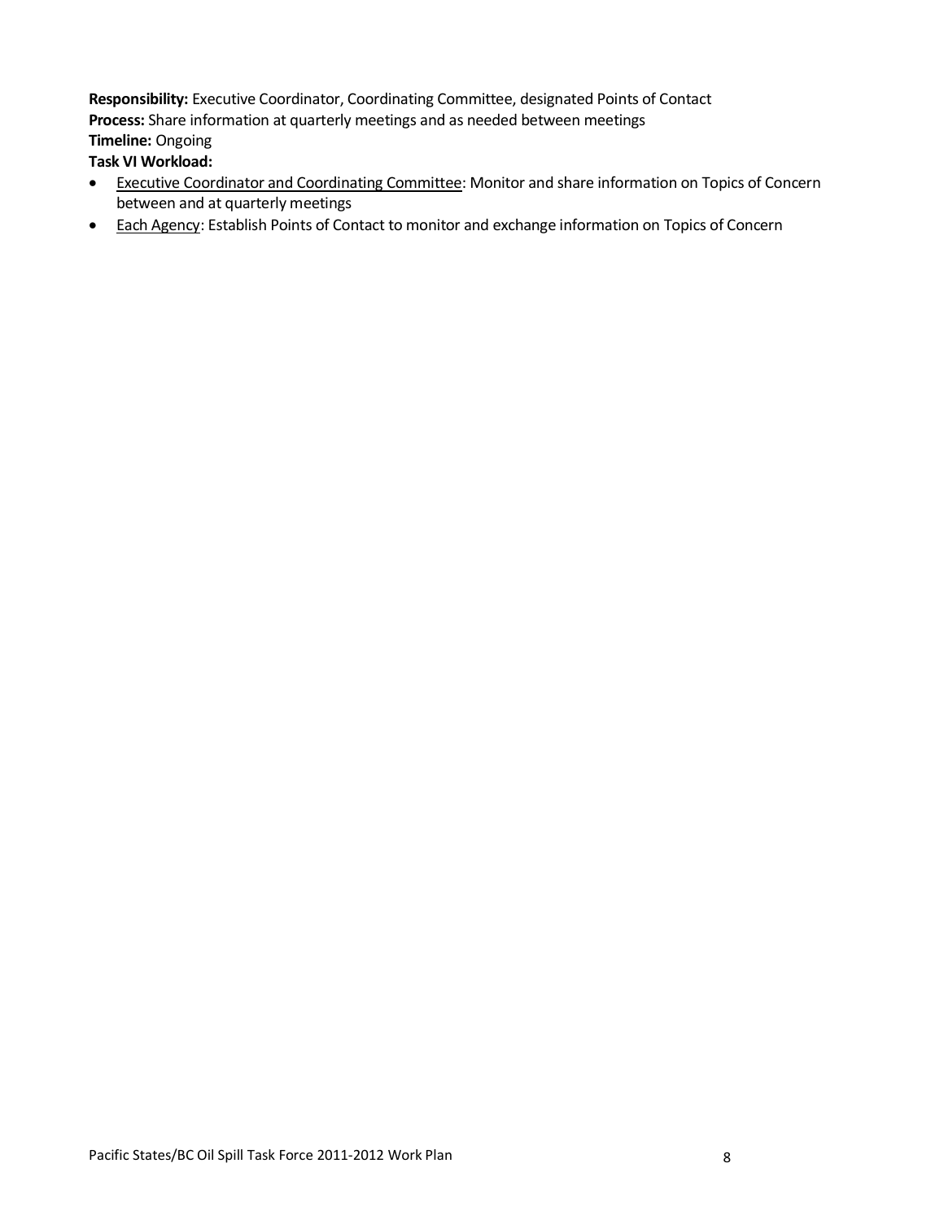**Responsibility:** Executive Coordinator, Coordinating Committee, designated Points of Contact
**Process:** Share information at quarterly meetings and as needed between meetings
**Timeline:** Ongoing
**Task VI Workload:**

- Executive Coordinator and Coordinating Committee: Monitor and share information on Topics of Concern between and at quarterly meetings
- Each Agency: Establish Points of Contact to monitor and exchange information on Topics of Concern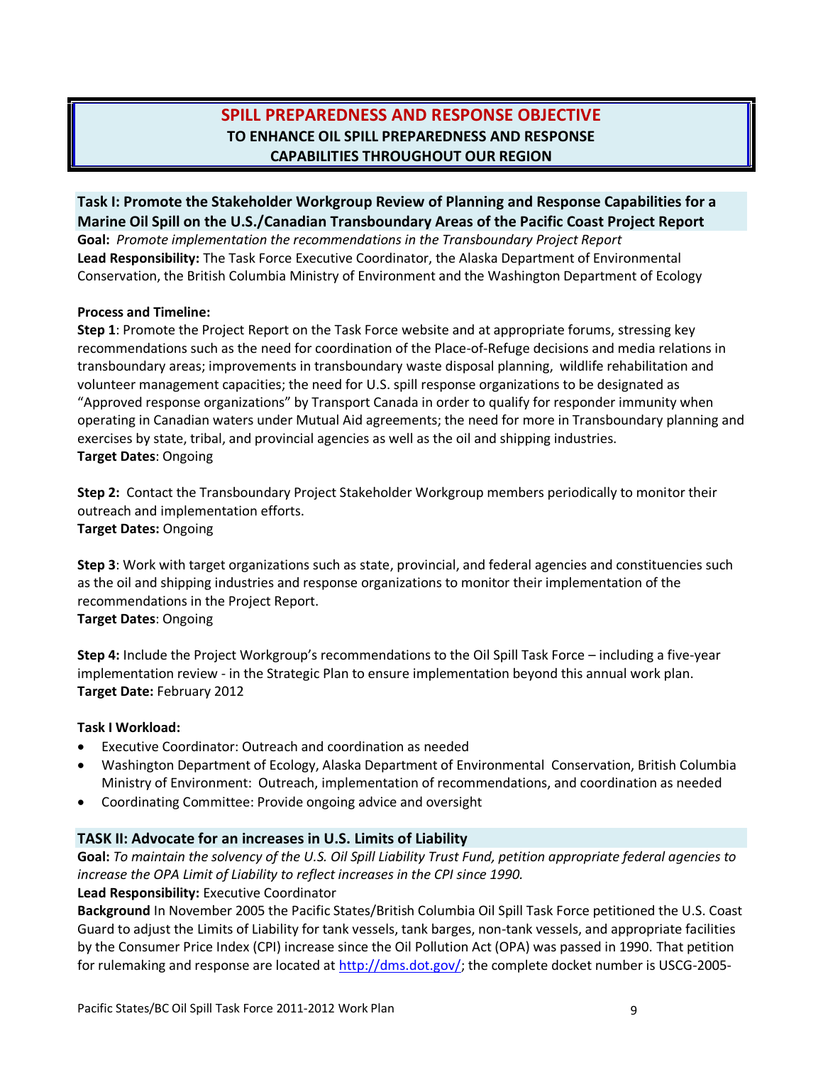## SPILL PREPAREDNESS AND RESPONSE OBJECTIVE

### TO ENHANCE OIL SPILL PREPAREDNESS AND RESPONSE CAPABILITIES THROUGHOUT OUR REGION

### Task I: Promote the Stakeholder Workgroup Review of Planning and Response Capabilities for a Marine Oil Spill on the U.S./Canadian Transboundary Areas of the Pacific Coast Project Report

**Goal:** *Promote implementation the recommendations in the Transboundary Project Report*

**Lead Responsibility:** The Task Force Executive Coordinator, the Alaska Department of Environmental Conservation, the British Columbia Ministry of Environment and the Washington Department of Ecology

**Process and Timeline:**

**Step 1**: Promote the Project Report on the Task Force website and at appropriate forums, stressing key recommendations such as the need for coordination of the Place-of-Refuge decisions and media relations in transboundary areas; improvements in transboundary waste disposal planning, wildlife rehabilitation and volunteer management capacities; the need for U.S. spill response organizations to be designated as "Approved response organizations" by Transport Canada in order to qualify for responder immunity when operating in Canadian waters under Mutual Aid agreements; the need for more in Transboundary planning and exercises by state, tribal, and provincial agencies as well as the oil and shipping industries.
**Target Dates**: Ongoing

**Step 2:** Contact the Transboundary Project Stakeholder Workgroup members periodically to monitor their outreach and implementation efforts.
**Target Dates:** Ongoing

**Step 3**: Work with target organizations such as state, provincial, and federal agencies and constituencies such as the oil and shipping industries and response organizations to monitor their implementation of the recommendations in the Project Report.
**Target Dates**: Ongoing

**Step 4:** Include the Project Workgroup's recommendations to the Oil Spill Task Force – including a five-year implementation review - in the Strategic Plan to ensure implementation beyond this annual work plan.
**Target Date:** February 2012

**Task I Workload:**

- Executive Coordinator: Outreach and coordination as needed
- Washington Department of Ecology, Alaska Department of Environmental Conservation, British Columbia Ministry of Environment: Outreach, implementation of recommendations, and coordination as needed
- Coordinating Committee: Provide ongoing advice and oversight

### TASK II: Advocate for an increases in U.S. Limits of Liability

**Goal:** *To maintain the solvency of the U.S. Oil Spill Liability Trust Fund, petition appropriate federal agencies to increase the OPA Limit of Liability to reflect increases in the CPI since 1990.*

**Lead Responsibility:** Executive Coordinator

**Background** In November 2005 the Pacific States/British Columbia Oil Spill Task Force petitioned the U.S. Coast Guard to adjust the Limits of Liability for tank vessels, tank barges, non-tank vessels, and appropriate facilities by the Consumer Price Index (CPI) increase since the Oil Pollution Act (OPA) was passed in 1990. That petition for rulemaking and response are located at http://dms.dot.gov/; the complete docket number is USCG-2005-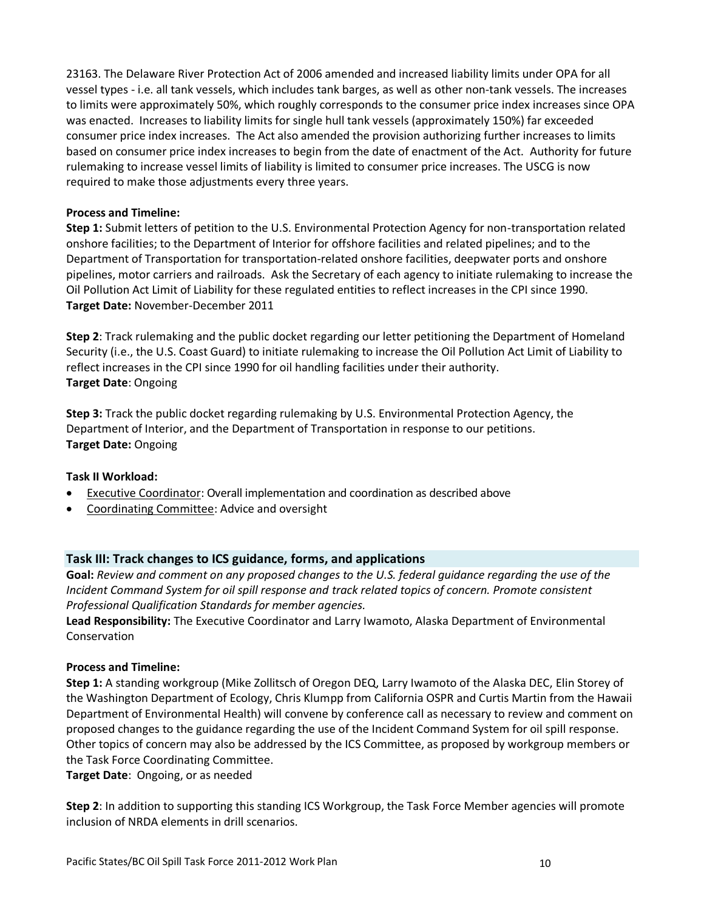23163. The Delaware River Protection Act of 2006 amended and increased liability limits under OPA for all vessel types - i.e. all tank vessels, which includes tank barges, as well as other non-tank vessels. The increases to limits were approximately 50%, which roughly corresponds to the consumer price index increases since OPA was enacted. Increases to liability limits for single hull tank vessels (approximately 150%) far exceeded consumer price index increases. The Act also amended the provision authorizing further increases to limits based on consumer price index increases to begin from the date of enactment of the Act. Authority for future rulemaking to increase vessel limits of liability is limited to consumer price increases. The USCG is now required to make those adjustments every three years.

**Process and Timeline:**

**Step 1:** Submit letters of petition to the U.S. Environmental Protection Agency for non-transportation related onshore facilities; to the Department of Interior for offshore facilities and related pipelines; and to the Department of Transportation for transportation-related onshore facilities, deepwater ports and onshore pipelines, motor carriers and railroads. Ask the Secretary of each agency to initiate rulemaking to increase the Oil Pollution Act Limit of Liability for these regulated entities to reflect increases in the CPI since 1990.
**Target Date:** November-December 2011

**Step 2**: Track rulemaking and the public docket regarding our letter petitioning the Department of Homeland Security (i.e., the U.S. Coast Guard) to initiate rulemaking to increase the Oil Pollution Act Limit of Liability to reflect increases in the CPI since 1990 for oil handling facilities under their authority.
**Target Date**: Ongoing

**Step 3:** Track the public docket regarding rulemaking by U.S. Environmental Protection Agency, the Department of Interior, and the Department of Transportation in response to our petitions.
**Target Date:** Ongoing

**Task II Workload:**

- Executive Coordinator: Overall implementation and coordination as described above
- Coordinating Committee: Advice and oversight

## Task III: Track changes to ICS guidance, forms, and applications

**Goal:** *Review and comment on any proposed changes to the U.S. federal guidance regarding the use of the Incident Command System for oil spill response and track related topics of concern. Promote consistent Professional Qualification Standards for member agencies.*

**Lead Responsibility:** The Executive Coordinator and Larry Iwamoto, Alaska Department of Environmental Conservation

**Process and Timeline:**

**Step 1:** A standing workgroup (Mike Zollitsch of Oregon DEQ, Larry Iwamoto of the Alaska DEC, Elin Storey of the Washington Department of Ecology, Chris Klumpp from California OSPR and Curtis Martin from the Hawaii Department of Environmental Health) will convene by conference call as necessary to review and comment on proposed changes to the guidance regarding the use of the Incident Command System for oil spill response. Other topics of concern may also be addressed by the ICS Committee, as proposed by workgroup members or the Task Force Coordinating Committee.
**Target Date**: Ongoing, or as needed

**Step 2**: In addition to supporting this standing ICS Workgroup, the Task Force Member agencies will promote inclusion of NRDA elements in drill scenarios.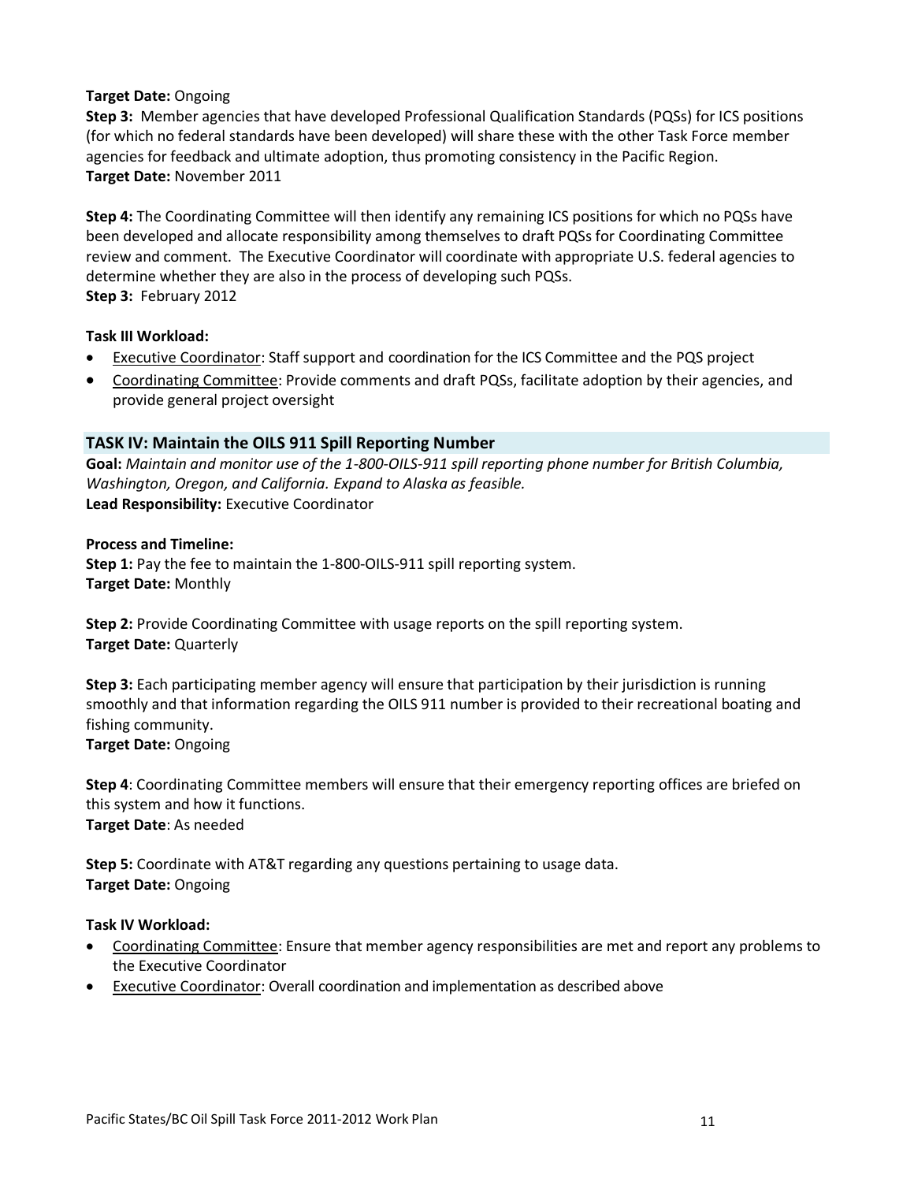**Target Date:** Ongoing

**Step 3:** Member agencies that have developed Professional Qualification Standards (PQSs) for ICS positions (for which no federal standards have been developed) will share these with the other Task Force member agencies for feedback and ultimate adoption, thus promoting consistency in the Pacific Region.
**Target Date:** November 2011

**Step 4:** The Coordinating Committee will then identify any remaining ICS positions for which no PQSs have been developed and allocate responsibility among themselves to draft PQSs for Coordinating Committee review and comment. The Executive Coordinator will coordinate with appropriate U.S. federal agencies to determine whether they are also in the process of developing such PQSs.
**Step 3:** February 2012

**Task III Workload:**

- Executive Coordinator: Staff support and coordination for the ICS Committee and the PQS project
- Coordinating Committee: Provide comments and draft PQSs, facilitate adoption by their agencies, and provide general project oversight

## TASK IV: Maintain the OILS 911 Spill Reporting Number

**Goal:** *Maintain and monitor use of the 1-800-OILS-911 spill reporting phone number for British Columbia, Washington, Oregon, and California. Expand to Alaska as feasible.*
**Lead Responsibility:** Executive Coordinator

**Process and Timeline:**

**Step 1:** Pay the fee to maintain the 1-800-OILS-911 spill reporting system.
**Target Date:** Monthly

**Step 2:** Provide Coordinating Committee with usage reports on the spill reporting system.
**Target Date:** Quarterly

**Step 3:** Each participating member agency will ensure that participation by their jurisdiction is running smoothly and that information regarding the OILS 911 number is provided to their recreational boating and fishing community.
**Target Date:** Ongoing

**Step 4**: Coordinating Committee members will ensure that their emergency reporting offices are briefed on this system and how it functions.
**Target Date**: As needed

**Step 5:** Coordinate with AT&T regarding any questions pertaining to usage data.
**Target Date:** Ongoing

**Task IV Workload:**

- Coordinating Committee: Ensure that member agency responsibilities are met and report any problems to the Executive Coordinator
- Executive Coordinator: Overall coordination and implementation as described above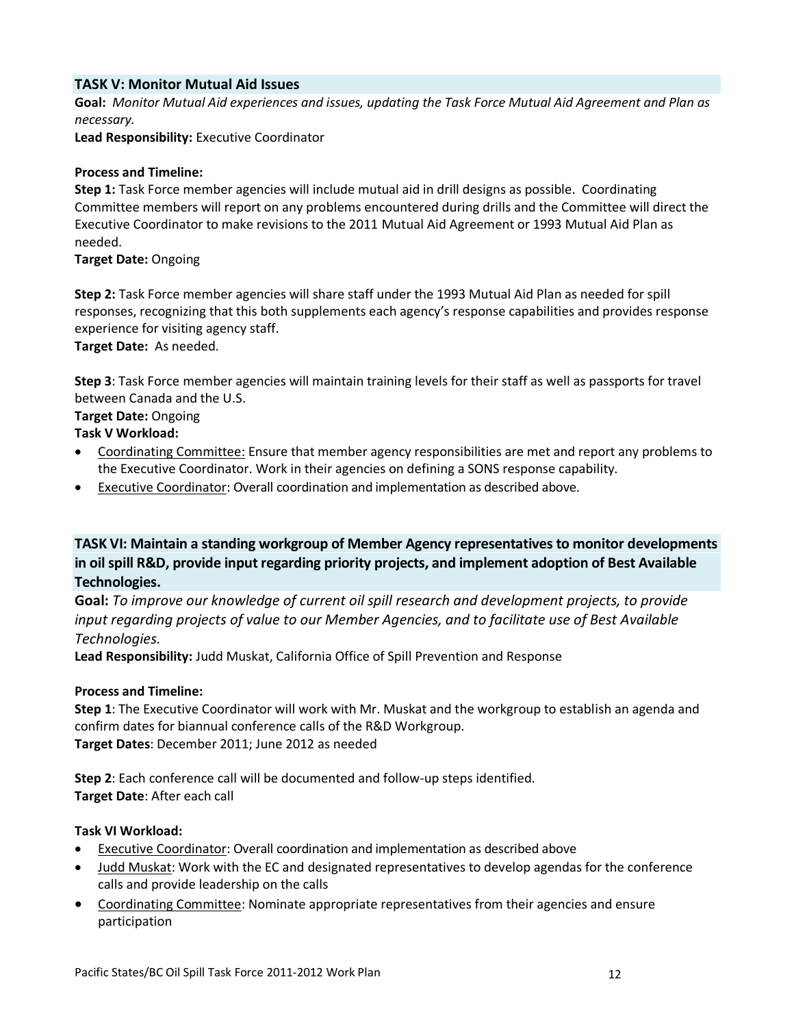## TASK V: Monitor Mutual Aid Issues

**Goal:** *Monitor Mutual Aid experiences and issues, updating the Task Force Mutual Aid Agreement and Plan as necessary.*

**Lead Responsibility:** Executive Coordinator

**Process and Timeline:**

**Step 1:** Task Force member agencies will include mutual aid in drill designs as possible. Coordinating Committee members will report on any problems encountered during drills and the Committee will direct the Executive Coordinator to make revisions to the 2011 Mutual Aid Agreement or 1993 Mutual Aid Plan as needed.

**Target Date:** Ongoing

**Step 2:** Task Force member agencies will share staff under the 1993 Mutual Aid Plan as needed for spill responses, recognizing that this both supplements each agency's response capabilities and provides response experience for visiting agency staff.

**Target Date:** As needed.

**Step 3**: Task Force member agencies will maintain training levels for their staff as well as passports for travel between Canada and the U.S.

**Target Date:** Ongoing

**Task V Workload:**

- <u>Coordinating Committee:</u> Ensure that member agency responsibilities are met and report any problems to the Executive Coordinator. Work in their agencies on defining a SONS response capability.
- <u>Executive Coordinator</u>: Overall coordination and implementation as described above.

## TASK VI: Maintain a standing workgroup of Member Agency representatives to monitor developments in oil spill R&D, provide input regarding priority projects, and implement adoption of Best Available Technologies.

**Goal:** *To improve our knowledge of current oil spill research and development projects, to provide input regarding projects of value to our Member Agencies, and to facilitate use of Best Available Technologies.*

**Lead Responsibility:** Judd Muskat, California Office of Spill Prevention and Response

**Process and Timeline:**

**Step 1**: The Executive Coordinator will work with Mr. Muskat and the workgroup to establish an agenda and confirm dates for biannual conference calls of the R&D Workgroup.

**Target Dates**: December 2011; June 2012 as needed

**Step 2**: Each conference call will be documented and follow-up steps identified.

**Target Date**: After each call

**Task VI Workload:**

- <u>Executive Coordinator</u>: Overall coordination and implementation as described above
- <u>Judd Muskat</u>: Work with the EC and designated representatives to develop agendas for the conference calls and provide leadership on the calls
- <u>Coordinating Committee</u>: Nominate appropriate representatives from their agencies and ensure participation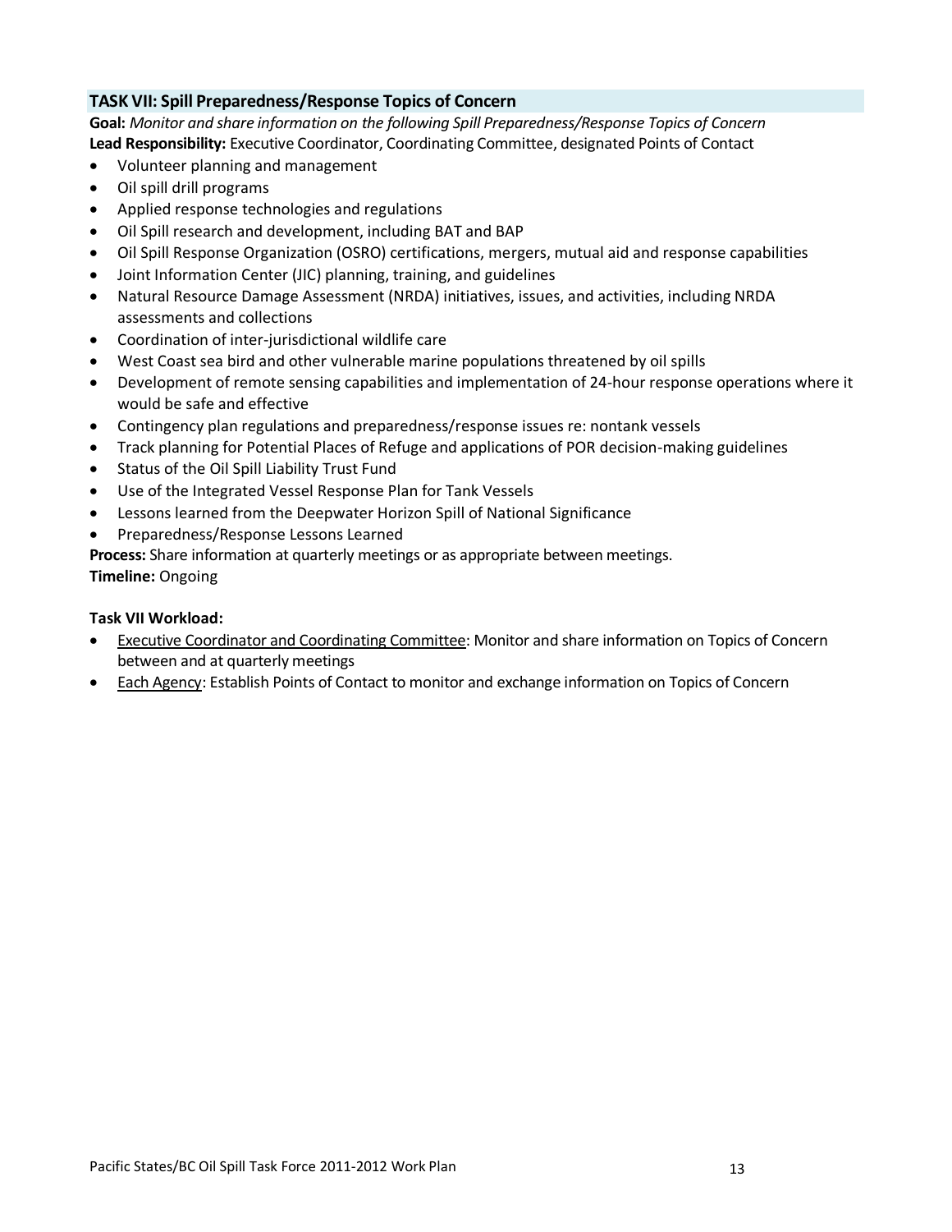## TASK VII: Spill Preparedness/Response Topics of Concern

**Goal:** *Monitor and share information on the following Spill Preparedness/Response Topics of Concern*
**Lead Responsibility:** Executive Coordinator, Coordinating Committee, designated Points of Contact

- Volunteer planning and management
- Oil spill drill programs
- Applied response technologies and regulations
- Oil Spill research and development, including BAT and BAP
- Oil Spill Response Organization (OSRO) certifications, mergers, mutual aid and response capabilities
- Joint Information Center (JIC) planning, training, and guidelines
- Natural Resource Damage Assessment (NRDA) initiatives, issues, and activities, including NRDA assessments and collections
- Coordination of inter-jurisdictional wildlife care
- West Coast sea bird and other vulnerable marine populations threatened by oil spills
- Development of remote sensing capabilities and implementation of 24-hour response operations where it would be safe and effective
- Contingency plan regulations and preparedness/response issues re: nontank vessels
- Track planning for Potential Places of Refuge and applications of POR decision-making guidelines
- Status of the Oil Spill Liability Trust Fund
- Use of the Integrated Vessel Response Plan for Tank Vessels
- Lessons learned from the Deepwater Horizon Spill of National Significance
- Preparedness/Response Lessons Learned

**Process:** Share information at quarterly meetings or as appropriate between meetings.
**Timeline:** Ongoing

**Task VII Workload:**

- Executive Coordinator and Coordinating Committee: Monitor and share information on Topics of Concern between and at quarterly meetings
- Each Agency: Establish Points of Contact to monitor and exchange information on Topics of Concern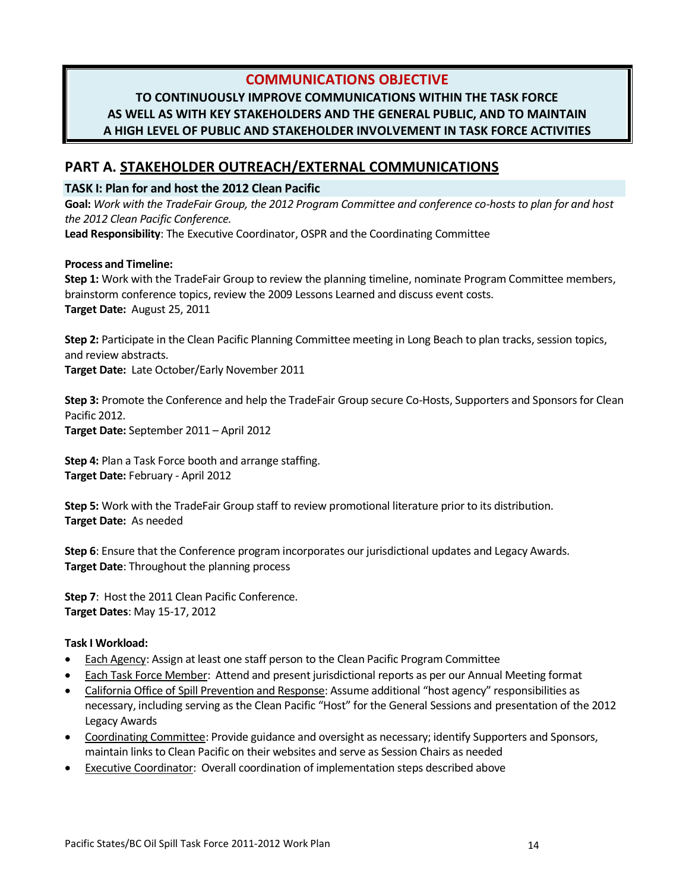## COMMUNICATIONS OBJECTIVE

**TO CONTINUOUSLY IMPROVE COMMUNICATIONS WITHIN THE TASK FORCE AS WELL AS WITH KEY STAKEHOLDERS AND THE GENERAL PUBLIC, AND TO MAINTAIN A HIGH LEVEL OF PUBLIC AND STAKEHOLDER INVOLVEMENT IN TASK FORCE ACTIVITIES**

## PART A. STAKEHOLDER OUTREACH/EXTERNAL COMMUNICATIONS

### TASK I: Plan for and host the 2012 Clean Pacific

**Goal:** *Work with the TradeFair Group, the 2012 Program Committee and conference co-hosts to plan for and host the 2012 Clean Pacific Conference.*

**Lead Responsibility**: The Executive Coordinator, OSPR and the Coordinating Committee

**Process and Timeline:**

**Step 1:** Work with the TradeFair Group to review the planning timeline, nominate Program Committee members, brainstorm conference topics, review the 2009 Lessons Learned and discuss event costs.
**Target Date:** August 25, 2011

**Step 2:** Participate in the Clean Pacific Planning Committee meeting in Long Beach to plan tracks, session topics, and review abstracts.
**Target Date:** Late October/Early November 2011

**Step 3:** Promote the Conference and help the TradeFair Group secure Co-Hosts, Supporters and Sponsors for Clean Pacific 2012.
**Target Date:** September 2011 – April 2012

**Step 4:** Plan a Task Force booth and arrange staffing.
**Target Date:** February - April 2012

**Step 5:** Work with the TradeFair Group staff to review promotional literature prior to its distribution.
**Target Date:** As needed

**Step 6**: Ensure that the Conference program incorporates our jurisdictional updates and Legacy Awards.
**Target Date**: Throughout the planning process

**Step 7**: Host the 2011 Clean Pacific Conference.
**Target Dates**: May 15-17, 2012

**Task I Workload:**

- Each Agency: Assign at least one staff person to the Clean Pacific Program Committee
- Each Task Force Member: Attend and present jurisdictional reports as per our Annual Meeting format
- California Office of Spill Prevention and Response: Assume additional "host agency" responsibilities as necessary, including serving as the Clean Pacific "Host" for the General Sessions and presentation of the 2012 Legacy Awards
- Coordinating Committee: Provide guidance and oversight as necessary; identify Supporters and Sponsors, maintain links to Clean Pacific on their websites and serve as Session Chairs as needed
- Executive Coordinator: Overall coordination of implementation steps described above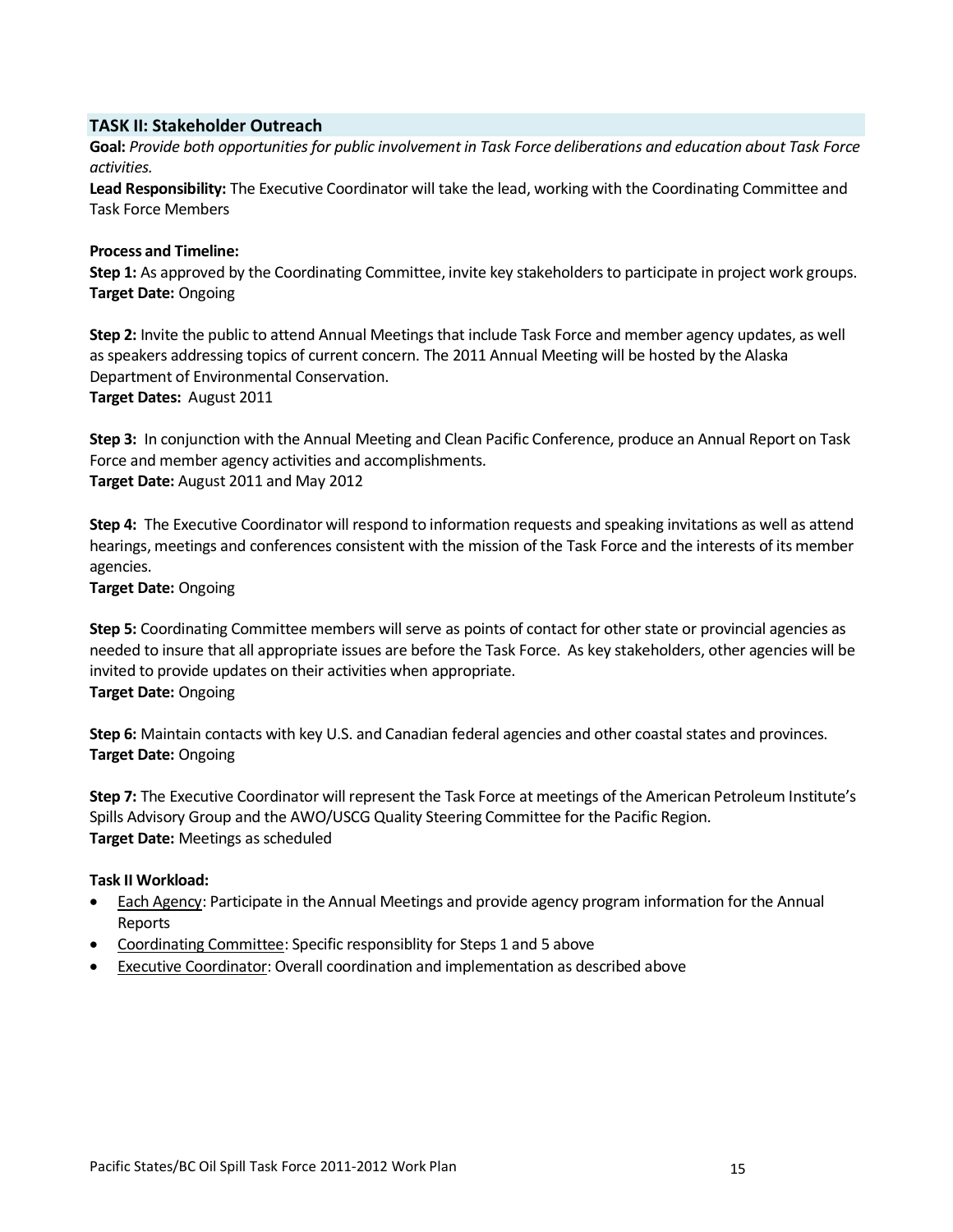## TASK II: Stakeholder Outreach

**Goal:** *Provide both opportunities for public involvement in Task Force deliberations and education about Task Force activities.*

**Lead Responsibility:** The Executive Coordinator will take the lead, working with the Coordinating Committee and Task Force Members

**Process and Timeline:**

**Step 1:** As approved by the Coordinating Committee, invite key stakeholders to participate in project work groups.
**Target Date:** Ongoing

**Step 2:** Invite the public to attend Annual Meetings that include Task Force and member agency updates, as well as speakers addressing topics of current concern. The 2011 Annual Meeting will be hosted by the Alaska Department of Environmental Conservation.
**Target Dates:** August 2011

**Step 3:** In conjunction with the Annual Meeting and Clean Pacific Conference, produce an Annual Report on Task Force and member agency activities and accomplishments.
**Target Date:** August 2011 and May 2012

**Step 4:** The Executive Coordinator will respond to information requests and speaking invitations as well as attend hearings, meetings and conferences consistent with the mission of the Task Force and the interests of its member agencies.
**Target Date:** Ongoing

**Step 5:** Coordinating Committee members will serve as points of contact for other state or provincial agencies as needed to insure that all appropriate issues are before the Task Force. As key stakeholders, other agencies will be invited to provide updates on their activities when appropriate.
**Target Date:** Ongoing

**Step 6:** Maintain contacts with key U.S. and Canadian federal agencies and other coastal states and provinces.
**Target Date:** Ongoing

**Step 7:** The Executive Coordinator will represent the Task Force at meetings of the American Petroleum Institute's Spills Advisory Group and the AWO/USCG Quality Steering Committee for the Pacific Region.
**Target Date:** Meetings as scheduled

**Task II Workload:**

- Each Agency: Participate in the Annual Meetings and provide agency program information for the Annual Reports
- Coordinating Committee: Specific responsiblity for Steps 1 and 5 above
- Executive Coordinator: Overall coordination and implementation as described above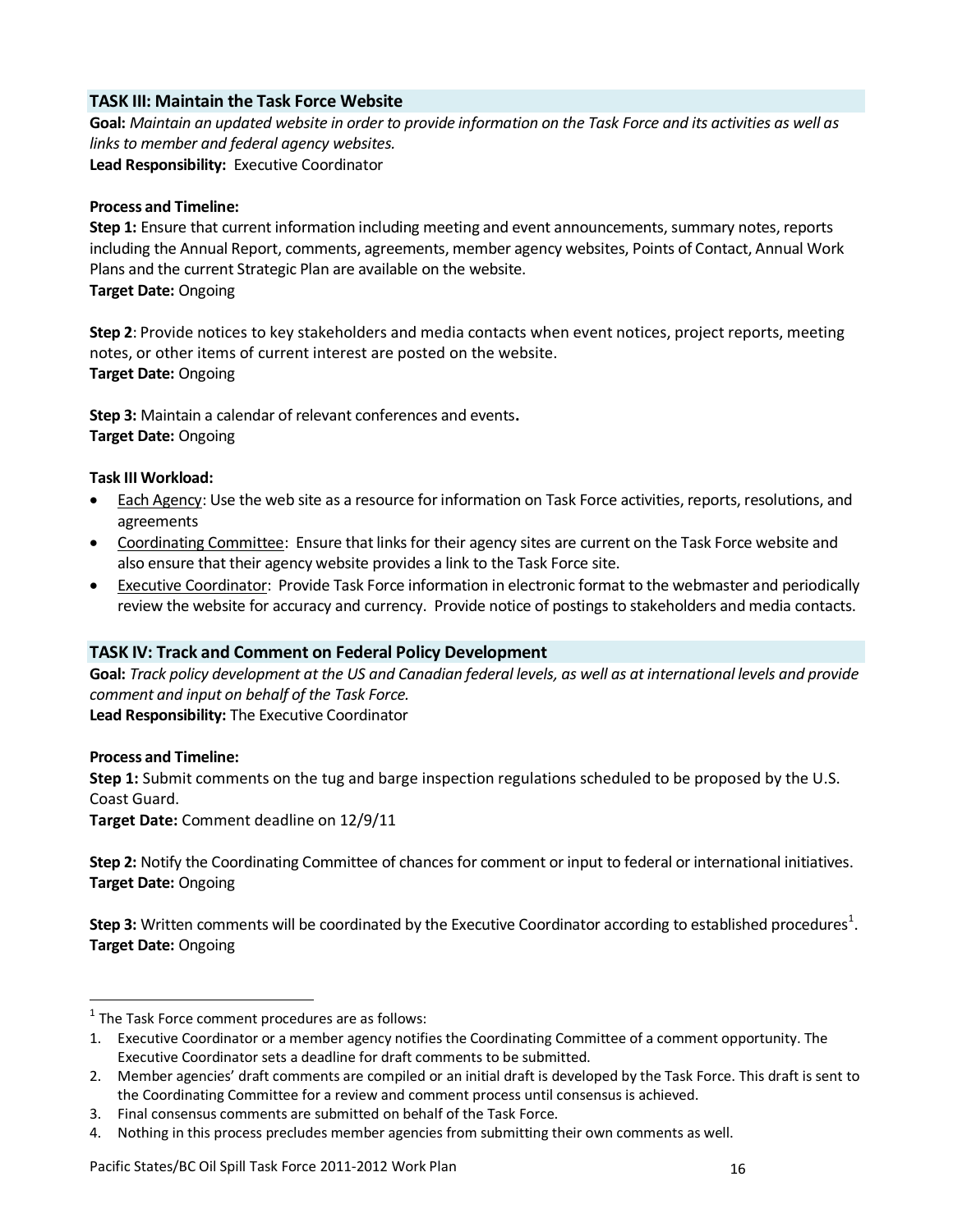## TASK III: Maintain the Task Force Website

**Goal:** *Maintain an updated website in order to provide information on the Task Force and its activities as well as links to member and federal agency websites.*
**Lead Responsibility:** Executive Coordinator

**Process and Timeline:**
**Step 1:** Ensure that current information including meeting and event announcements, summary notes, reports including the Annual Report, comments, agreements, member agency websites, Points of Contact, Annual Work Plans and the current Strategic Plan are available on the website.
**Target Date:** Ongoing

**Step 2**: Provide notices to key stakeholders and media contacts when event notices, project reports, meeting notes, or other items of current interest are posted on the website.
**Target Date:** Ongoing

**Step 3:** Maintain a calendar of relevant conferences and events**.**
**Target Date:** Ongoing

**Task III Workload:**

- Each Agency: Use the web site as a resource for information on Task Force activities, reports, resolutions, and agreements
- Coordinating Committee: Ensure that links for their agency sites are current on the Task Force website and also ensure that their agency website provides a link to the Task Force site.
- Executive Coordinator: Provide Task Force information in electronic format to the webmaster and periodically review the website for accuracy and currency. Provide notice of postings to stakeholders and media contacts.

## TASK IV: Track and Comment on Federal Policy Development

**Goal:** *Track policy development at the US and Canadian federal levels, as well as at international levels and provide comment and input on behalf of the Task Force.*
**Lead Responsibility:** The Executive Coordinator

**Process and Timeline:**
**Step 1:** Submit comments on the tug and barge inspection regulations scheduled to be proposed by the U.S. Coast Guard.
**Target Date:** Comment deadline on 12/9/11

**Step 2:** Notify the Coordinating Committee of chances for comment or input to federal or international initiatives.
**Target Date:** Ongoing

**Step 3:** Written comments will be coordinated by the Executive Coordinator according to established procedures[1].
**Target Date:** Ongoing

---

[1] The Task Force comment procedures are as follows:

1. Executive Coordinator or a member agency notifies the Coordinating Committee of a comment opportunity. The Executive Coordinator sets a deadline for draft comments to be submitted.
2. Member agencies' draft comments are compiled or an initial draft is developed by the Task Force. This draft is sent to the Coordinating Committee for a review and comment process until consensus is achieved.
3. Final consensus comments are submitted on behalf of the Task Force.
4. Nothing in this process precludes member agencies from submitting their own comments as well.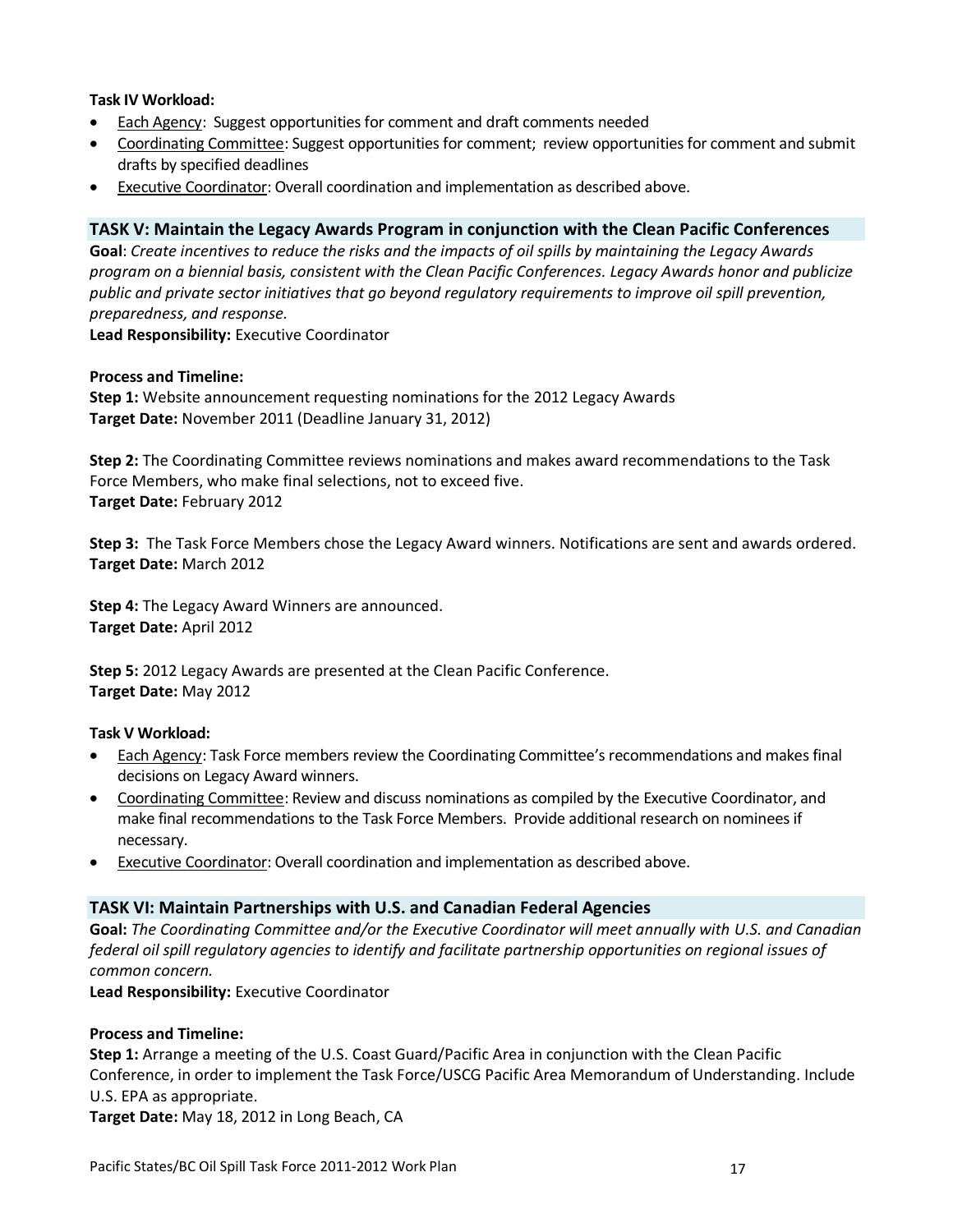**Task IV Workload:**

- Each Agency: Suggest opportunities for comment and draft comments needed
- Coordinating Committee: Suggest opportunities for comment; review opportunities for comment and submit drafts by specified deadlines
- Executive Coordinator: Overall coordination and implementation as described above.

## TASK V: Maintain the Legacy Awards Program in conjunction with the Clean Pacific Conferences

**Goal**: *Create incentives to reduce the risks and the impacts of oil spills by maintaining the Legacy Awards program on a biennial basis, consistent with the Clean Pacific Conferences. Legacy Awards honor and publicize public and private sector initiatives that go beyond regulatory requirements to improve oil spill prevention, preparedness, and response.*

**Lead Responsibility:** Executive Coordinator

**Process and Timeline:**

**Step 1:** Website announcement requesting nominations for the 2012 Legacy Awards
**Target Date:** November 2011 (Deadline January 31, 2012)

**Step 2:** The Coordinating Committee reviews nominations and makes award recommendations to the Task Force Members, who make final selections, not to exceed five.
**Target Date:** February 2012

**Step 3:** The Task Force Members chose the Legacy Award winners. Notifications are sent and awards ordered.
**Target Date:** March 2012

**Step 4:** The Legacy Award Winners are announced.
**Target Date:** April 2012

**Step 5:** 2012 Legacy Awards are presented at the Clean Pacific Conference.
**Target Date:** May 2012

**Task V Workload:**

- Each Agency: Task Force members review the Coordinating Committee's recommendations and makes final decisions on Legacy Award winners.
- Coordinating Committee: Review and discuss nominations as compiled by the Executive Coordinator, and make final recommendations to the Task Force Members. Provide additional research on nominees if necessary.
- Executive Coordinator: Overall coordination and implementation as described above.

## TASK VI: Maintain Partnerships with U.S. and Canadian Federal Agencies

**Goal:** *The Coordinating Committee and/or the Executive Coordinator will meet annually with U.S. and Canadian federal oil spill regulatory agencies to identify and facilitate partnership opportunities on regional issues of common concern.*

**Lead Responsibility:** Executive Coordinator

**Process and Timeline:**

**Step 1:** Arrange a meeting of the U.S. Coast Guard/Pacific Area in conjunction with the Clean Pacific Conference, in order to implement the Task Force/USCG Pacific Area Memorandum of Understanding. Include U.S. EPA as appropriate.
**Target Date:** May 18, 2012 in Long Beach, CA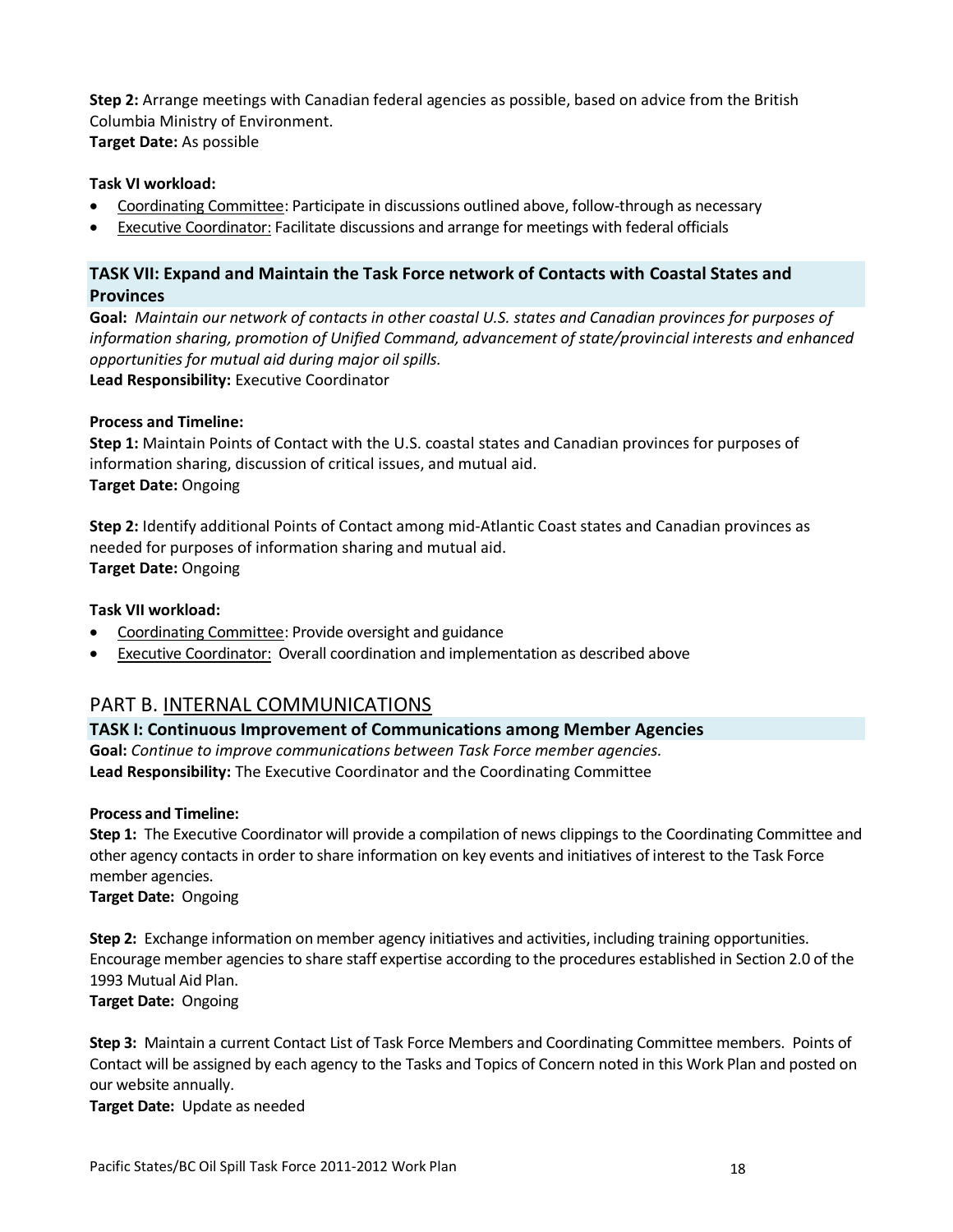**Step 2:** Arrange meetings with Canadian federal agencies as possible, based on advice from the British Columbia Ministry of Environment.
**Target Date:** As possible

**Task VI workload:**

- Coordinating Committee: Participate in discussions outlined above, follow-through as necessary
- Executive Coordinator: Facilitate discussions and arrange for meetings with federal officials

### TASK VII: Expand and Maintain the Task Force network of Contacts with Coastal States and Provinces

**Goal:** *Maintain our network of contacts in other coastal U.S. states and Canadian provinces for purposes of information sharing, promotion of Unified Command, advancement of state/provincial interests and enhanced opportunities for mutual aid during major oil spills.*
**Lead Responsibility:** Executive Coordinator

**Process and Timeline:**
**Step 1:** Maintain Points of Contact with the U.S. coastal states and Canadian provinces for purposes of information sharing, discussion of critical issues, and mutual aid.
**Target Date:** Ongoing

**Step 2:** Identify additional Points of Contact among mid-Atlantic Coast states and Canadian provinces as needed for purposes of information sharing and mutual aid.
**Target Date:** Ongoing

**Task VII workload:**

- Coordinating Committee: Provide oversight and guidance
- Executive Coordinator: Overall coordination and implementation as described above

## PART B. INTERNAL COMMUNICATIONS

### TASK I: Continuous Improvement of Communications among Member Agencies

**Goal:** *Continue to improve communications between Task Force member agencies.*
**Lead Responsibility:** The Executive Coordinator and the Coordinating Committee

**Process and Timeline:**
**Step 1:** The Executive Coordinator will provide a compilation of news clippings to the Coordinating Committee and other agency contacts in order to share information on key events and initiatives of interest to the Task Force member agencies.
**Target Date:** Ongoing

**Step 2:** Exchange information on member agency initiatives and activities, including training opportunities. Encourage member agencies to share staff expertise according to the procedures established in Section 2.0 of the 1993 Mutual Aid Plan.
**Target Date:** Ongoing

**Step 3:** Maintain a current Contact List of Task Force Members and Coordinating Committee members. Points of Contact will be assigned by each agency to the Tasks and Topics of Concern noted in this Work Plan and posted on our website annually.
**Target Date:** Update as needed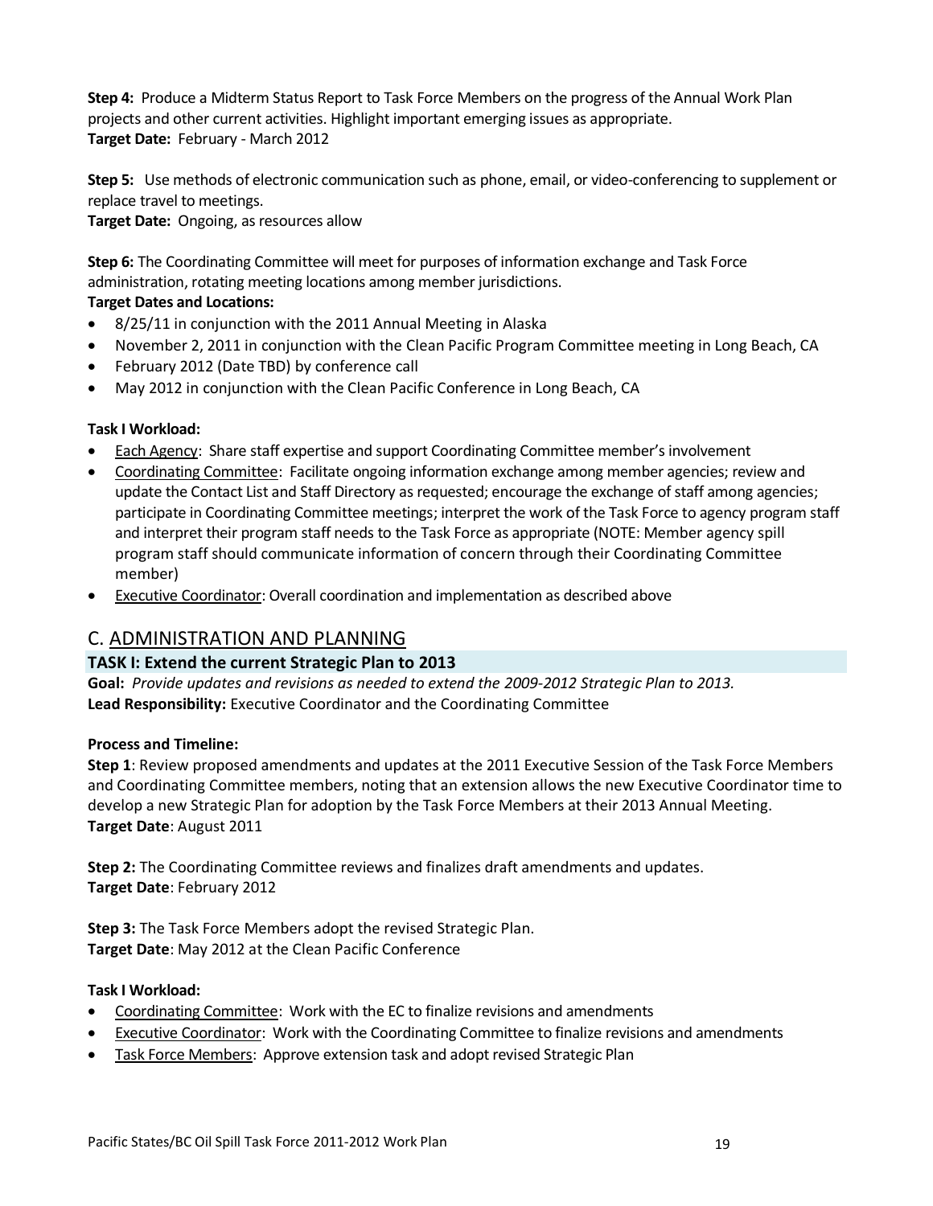**Step 4:** Produce a Midterm Status Report to Task Force Members on the progress of the Annual Work Plan projects and other current activities. Highlight important emerging issues as appropriate.
**Target Date:** February - March 2012

**Step 5:** Use methods of electronic communication such as phone, email, or video-conferencing to supplement or replace travel to meetings.
**Target Date:** Ongoing, as resources allow

**Step 6:** The Coordinating Committee will meet for purposes of information exchange and Task Force administration, rotating meeting locations among member jurisdictions.
**Target Dates and Locations:**

- 8/25/11 in conjunction with the 2011 Annual Meeting in Alaska
- November 2, 2011 in conjunction with the Clean Pacific Program Committee meeting in Long Beach, CA
- February 2012 (Date TBD) by conference call
- May 2012 in conjunction with the Clean Pacific Conference in Long Beach, CA

**Task I Workload:**

- Each Agency: Share staff expertise and support Coordinating Committee member's involvement
- Coordinating Committee: Facilitate ongoing information exchange among member agencies; review and update the Contact List and Staff Directory as requested; encourage the exchange of staff among agencies; participate in Coordinating Committee meetings; interpret the work of the Task Force to agency program staff and interpret their program staff needs to the Task Force as appropriate (NOTE: Member agency spill program staff should communicate information of concern through their Coordinating Committee member)
- Executive Coordinator: Overall coordination and implementation as described above

## C. ADMINISTRATION AND PLANNING

### TASK I: Extend the current Strategic Plan to 2013

**Goal:** *Provide updates and revisions as needed to extend the 2009-2012 Strategic Plan to 2013.*
**Lead Responsibility:** Executive Coordinator and the Coordinating Committee

**Process and Timeline:**

**Step 1**: Review proposed amendments and updates at the 2011 Executive Session of the Task Force Members and Coordinating Committee members, noting that an extension allows the new Executive Coordinator time to develop a new Strategic Plan for adoption by the Task Force Members at their 2013 Annual Meeting.
**Target Date**: August 2011

**Step 2:** The Coordinating Committee reviews and finalizes draft amendments and updates.
**Target Date**: February 2012

**Step 3:** The Task Force Members adopt the revised Strategic Plan.
**Target Date**: May 2012 at the Clean Pacific Conference

**Task I Workload:**

- Coordinating Committee: Work with the EC to finalize revisions and amendments
- Executive Coordinator: Work with the Coordinating Committee to finalize revisions and amendments
- Task Force Members: Approve extension task and adopt revised Strategic Plan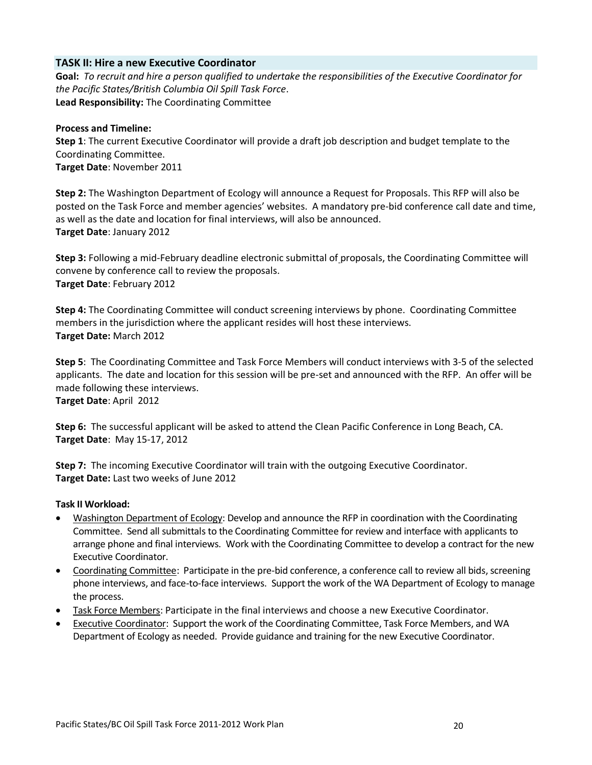## TASK II: Hire a new Executive Coordinator

**Goal:** *To recruit and hire a person qualified to undertake the responsibilities of the Executive Coordinator for the Pacific States/British Columbia Oil Spill Task Force*.
**Lead Responsibility:** The Coordinating Committee

**Process and Timeline:**

**Step 1**: The current Executive Coordinator will provide a draft job description and budget template to the Coordinating Committee.
**Target Date**: November 2011

**Step 2:** The Washington Department of Ecology will announce a Request for Proposals. This RFP will also be posted on the Task Force and member agencies' websites. A mandatory pre-bid conference call date and time, as well as the date and location for final interviews, will also be announced.
**Target Date**: January 2012

**Step 3:** Following a mid-February deadline electronic submittal of proposals, the Coordinating Committee will convene by conference call to review the proposals.
**Target Date**: February 2012

**Step 4:** The Coordinating Committee will conduct screening interviews by phone. Coordinating Committee members in the jurisdiction where the applicant resides will host these interviews.
**Target Date:** March 2012

**Step 5**: The Coordinating Committee and Task Force Members will conduct interviews with 3-5 of the selected applicants. The date and location for this session will be pre-set and announced with the RFP. An offer will be made following these interviews.
**Target Date**: April 2012

**Step 6:** The successful applicant will be asked to attend the Clean Pacific Conference in Long Beach, CA.
**Target Date**: May 15-17, 2012

**Step 7:** The incoming Executive Coordinator will train with the outgoing Executive Coordinator.
**Target Date:** Last two weeks of June 2012

**Task II Workload:**

- Washington Department of Ecology: Develop and announce the RFP in coordination with the Coordinating Committee. Send all submittals to the Coordinating Committee for review and interface with applicants to arrange phone and final interviews. Work with the Coordinating Committee to develop a contract for the new Executive Coordinator.
- Coordinating Committee: Participate in the pre-bid conference, a conference call to review all bids, screening phone interviews, and face-to-face interviews. Support the work of the WA Department of Ecology to manage the process.
- Task Force Members: Participate in the final interviews and choose a new Executive Coordinator.
- Executive Coordinator: Support the work of the Coordinating Committee, Task Force Members, and WA Department of Ecology as needed. Provide guidance and training for the new Executive Coordinator.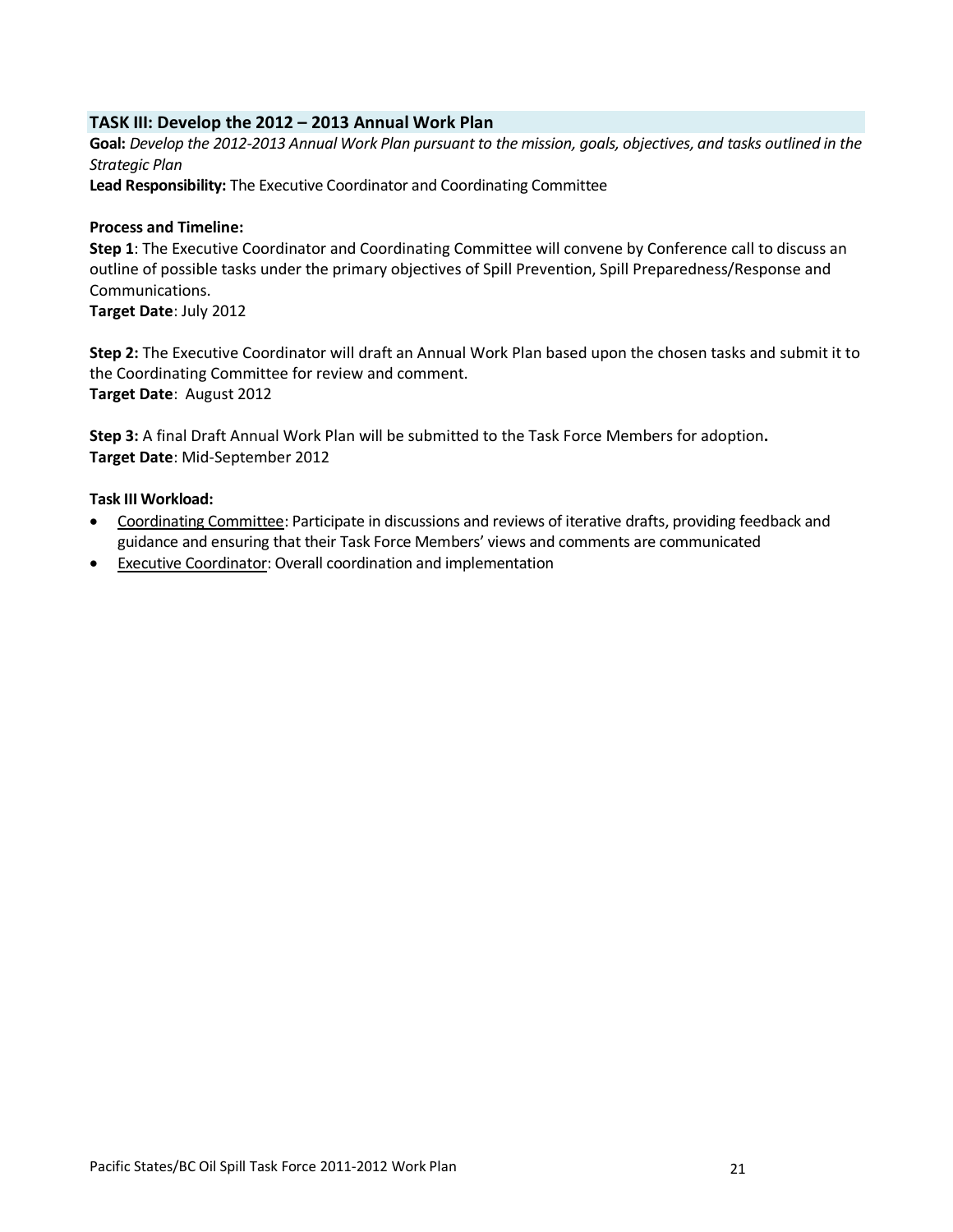## TASK III: Develop the 2012 – 2013 Annual Work Plan

**Goal:** *Develop the 2012-2013 Annual Work Plan pursuant to the mission, goals, objectives, and tasks outlined in the Strategic Plan*

**Lead Responsibility:** The Executive Coordinator and Coordinating Committee

**Process and Timeline:**

**Step 1**: The Executive Coordinator and Coordinating Committee will convene by Conference call to discuss an outline of possible tasks under the primary objectives of Spill Prevention, Spill Preparedness/Response and Communications.

**Target Date**: July 2012

**Step 2:** The Executive Coordinator will draft an Annual Work Plan based upon the chosen tasks and submit it to the Coordinating Committee for review and comment.

**Target Date**: August 2012

**Step 3:** A final Draft Annual Work Plan will be submitted to the Task Force Members for adoption**.**

**Target Date**: Mid-September 2012

**Task III Workload:**

- Coordinating Committee: Participate in discussions and reviews of iterative drafts, providing feedback and guidance and ensuring that their Task Force Members' views and comments are communicated
- Executive Coordinator: Overall coordination and implementation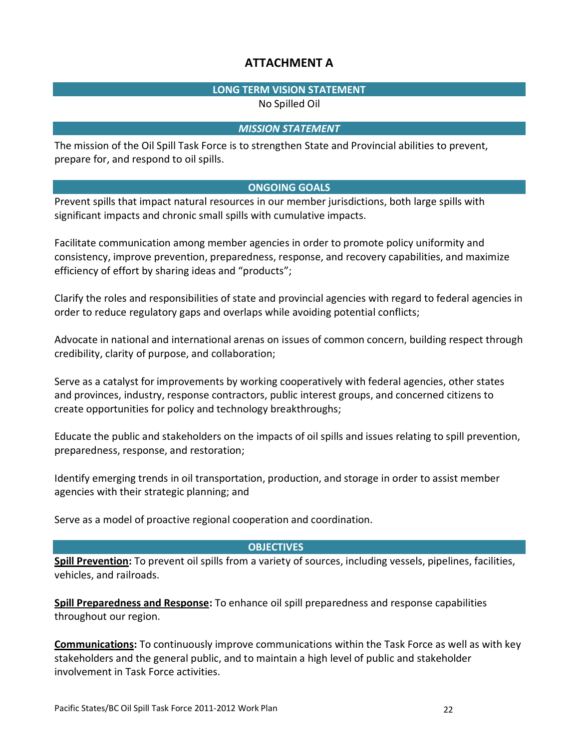# ATTACHMENT A

## LONG TERM VISION STATEMENT

No Spilled Oil

## *MISSION STATEMENT*

The mission of the Oil Spill Task Force is to strengthen State and Provincial abilities to prevent, prepare for, and respond to oil spills.

## ONGOING GOALS

Prevent spills that impact natural resources in our member jurisdictions, both large spills with significant impacts and chronic small spills with cumulative impacts.

Facilitate communication among member agencies in order to promote policy uniformity and consistency, improve prevention, preparedness, response, and recovery capabilities, and maximize efficiency of effort by sharing ideas and "products";

Clarify the roles and responsibilities of state and provincial agencies with regard to federal agencies in order to reduce regulatory gaps and overlaps while avoiding potential conflicts;

Advocate in national and international arenas on issues of common concern, building respect through credibility, clarity of purpose, and collaboration;

Serve as a catalyst for improvements by working cooperatively with federal agencies, other states and provinces, industry, response contractors, public interest groups, and concerned citizens to create opportunities for policy and technology breakthroughs;

Educate the public and stakeholders on the impacts of oil spills and issues relating to spill prevention, preparedness, response, and restoration;

Identify emerging trends in oil transportation, production, and storage in order to assist member agencies with their strategic planning; and

Serve as a model of proactive regional cooperation and coordination.

## OBJECTIVES

**Spill Prevention:** To prevent oil spills from a variety of sources, including vessels, pipelines, facilities, vehicles, and railroads.

**Spill Preparedness and Response:** To enhance oil spill preparedness and response capabilities throughout our region.

**Communications:** To continuously improve communications within the Task Force as well as with key stakeholders and the general public, and to maintain a high level of public and stakeholder involvement in Task Force activities.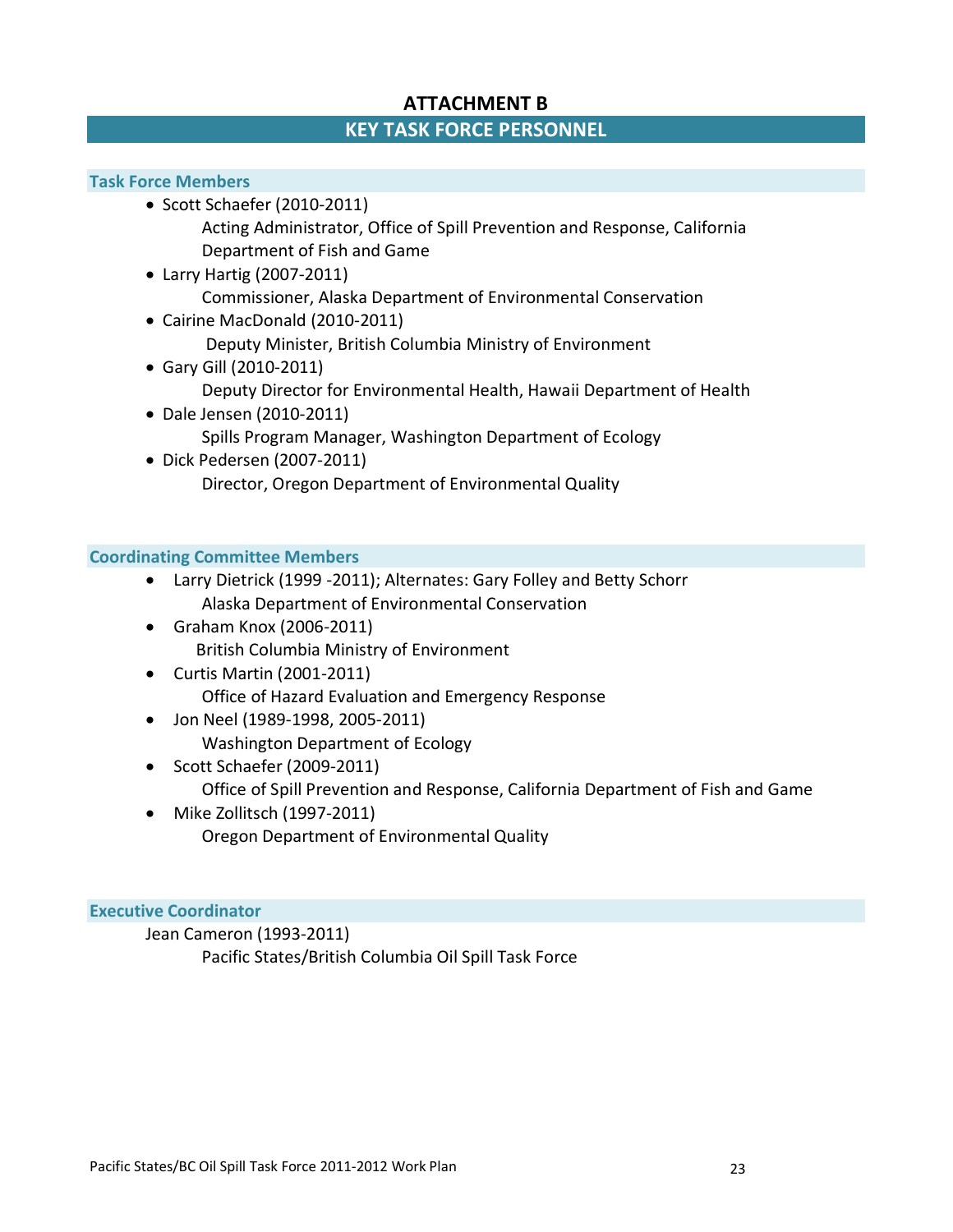# ATTACHMENT B

## KEY TASK FORCE PERSONNEL

### Task Force Members

- Scott Schaefer (2010-2011)
  Acting Administrator, Office of Spill Prevention and Response, California Department of Fish and Game
- Larry Hartig (2007-2011)
  Commissioner, Alaska Department of Environmental Conservation
- Cairine MacDonald (2010-2011)
  Deputy Minister, British Columbia Ministry of Environment
- Gary Gill (2010-2011)
  Deputy Director for Environmental Health, Hawaii Department of Health
- Dale Jensen (2010-2011)
  Spills Program Manager, Washington Department of Ecology
- Dick Pedersen (2007-2011)
  Director, Oregon Department of Environmental Quality

### Coordinating Committee Members

- Larry Dietrick (1999 -2011); Alternates: Gary Folley and Betty Schorr
  Alaska Department of Environmental Conservation
- Graham Knox (2006-2011)
  British Columbia Ministry of Environment
- Curtis Martin (2001-2011)
  Office of Hazard Evaluation and Emergency Response
- Jon Neel (1989-1998, 2005-2011)
  Washington Department of Ecology
- Scott Schaefer (2009-2011)
  Office of Spill Prevention and Response, California Department of Fish and Game
- Mike Zollitsch (1997-2011)
  Oregon Department of Environmental Quality

### Executive Coordinator

Jean Cameron (1993-2011)
Pacific States/British Columbia Oil Spill Task Force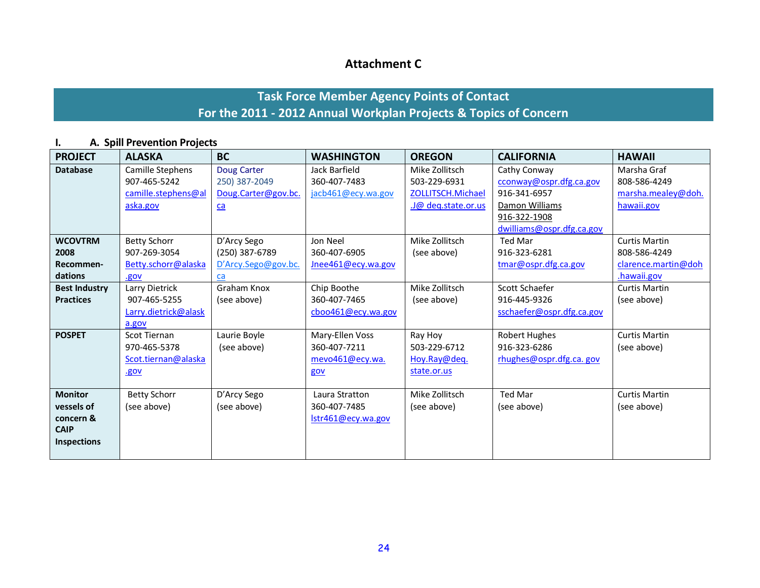# Attachment C

## Task Force Member Agency Points of Contact
## For the 2011 - 2012 Annual Workplan Projects & Topics of Concern

### I. A. Spill Prevention Projects

| PROJECT | ALASKA | BC | WASHINGTON | OREGON | CALIFORNIA | HAWAII |
|---|---|---|---|---|---|---|
| **Database** | Camille Stephens 907-465-5242 camille.stephens@alaska.gov | Doug Carter 250) 387-2049 Doug.Carter@gov.bc.ca | Jack Barfield 360-407-7483 jacb461@ecy.wa.gov | Mike Zollitsch 503-229-6931 ZOLLITSCH.Michael.J@ deq.state.or.us | Cathy Conway cconway@ospr.dfg.ca.gov 916-341-6957 Damon Williams 916-322-1908 dwilliams@ospr.dfg.ca.gov | Marsha Graf 808-586-4249 marsha.mealey@doh.hawaii.gov |
| **WCOVTRM 2008 Recommen-dations** | Betty Schorr 907-269-3054 Betty.schorr@alaska.gov | D'Arcy Sego (250) 387-6789 D'Arcy.Sego@gov.bc.ca | Jon Neel 360-407-6905 Jnee461@ecy.wa.gov | Mike Zollitsch (see above) | Ted Mar 916-323-6281 tmar@ospr.dfg.ca.gov | Curtis Martin 808-586-4249 clarence.martin@doh.hawaii.gov |
| **Best Industry Practices** | Larry Dietrick 907-465-5255 Larry.dietrick@alaska.gov | Graham Knox (see above) | Chip Boothe 360-407-7465 cboo461@ecy.wa.gov | Mike Zollitsch (see above) | Scott Schaefer 916-445-9326 sschaefer@ospr.dfg.ca.gov | Curtis Martin (see above) |
| **POSPET** | Scot Tiernan 970-465-5378 Scot.tiernan@alaska.gov | Laurie Boyle (see above) | Mary-Ellen Voss 360-407-7211 mevo461@ecy.wa.gov | Ray Hoy 503-229-6712 Hoy.Ray@deq.state.or.us | Robert Hughes 916-323-6286 rhughes@ospr.dfg.ca. gov | Curtis Martin (see above) |
| **Monitor vessels of concern & CAIP Inspections** | Betty Schorr (see above) | D'Arcy Sego (see above) | Laura Stratton 360-407-7485 lstr461@ecy.wa.gov | Mike Zollitsch (see above) | Ted Mar (see above) | Curtis Martin (see above) |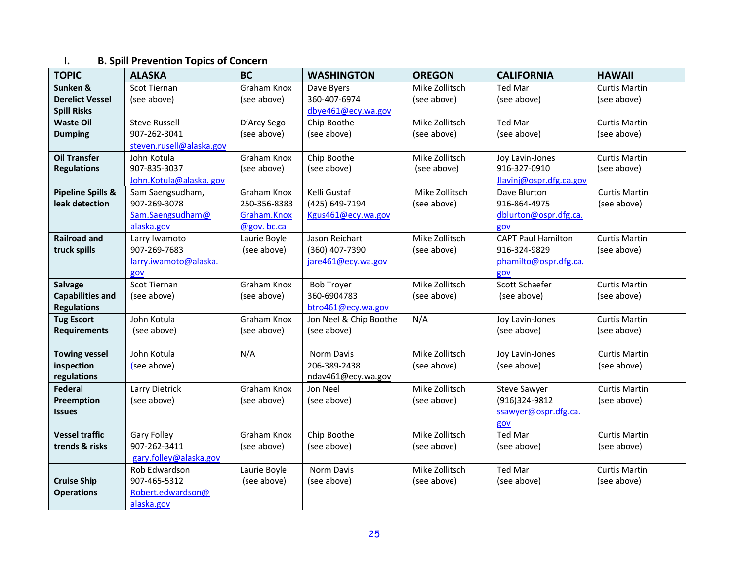## I. B. Spill Prevention Topics of Concern

| TOPIC | ALASKA | BC | WASHINGTON | OREGON | CALIFORNIA | HAWAII |
|---|---|---|---|---|---|---|
| **Sunken & Derelict Vessel Spill Risks** | Scot Tiernan (see above) | Graham Knox (see above) | Dave Byers 360-407-6974 dbye461@ecy.wa.gov | Mike Zollitsch (see above) | Ted Mar (see above) | Curtis Martin (see above) |
| **Waste Oil Dumping** | Steve Russell 907-262-3041 steven.rusell@alaska.gov | D'Arcy Sego (see above) | Chip Boothe (see above) | Mike Zollitsch (see above) | Ted Mar (see above) | Curtis Martin (see above) |
| **Oil Transfer Regulations** | John Kotula 907-835-3037 John.Kotula@alaska. gov | Graham Knox (see above) | Chip Boothe (see above) | Mike Zollitsch (see above) | Joy Lavin-Jones 916-327-0910 Jlavinj@ospr.dfg.ca.gov | Curtis Martin (see above) |
| **Pipeline Spills & leak detection** | Sam Saengsudham, 907-269-3078 Sam.Saengsudham@ alaska.gov | Graham Knox 250-356-8383 Graham.Knox @gov. bc.ca | Kelli Gustaf (425) 649-7194 Kgus461@ecy.wa.gov | Mike Zollitsch (see above) | Dave Blurton 916-864-4975 dblurton@ospr.dfg.ca. gov | Curtis Martin (see above) |
| **Railroad and truck spills** | Larry Iwamoto 907-269-7683 larry.iwamoto@alaska. gov | Laurie Boyle (see above) | Jason Reichart (360) 407-7390 jare461@ecy.wa.gov | Mike Zollitsch (see above) | CAPT Paul Hamilton 916-324-9829 phamilto@ospr.dfg.ca. gov | Curtis Martin (see above) |
| **Salvage Capabilities and Regulations** | Scot Tiernan (see above) | Graham Knox (see above) | Bob Troyer 360-6904783 btro461@ecy.wa.gov | Mike Zollitsch (see above) | Scott Schaefer (see above) | Curtis Martin (see above) |
| **Tug Escort Requirements** | John Kotula (see above) | Graham Knox (see above) | Jon Neel & Chip Boothe (see above) | N/A | Joy Lavin-Jones (see above) | Curtis Martin (see above) |
| **Towing vessel inspection regulations** | John Kotula (see above) | N/A | Norm Davis 206-389-2438 ndav461@ecy.wa.gov | Mike Zollitsch (see above) | Joy Lavin-Jones (see above) | Curtis Martin (see above) |
| **Federal Preemption Issues** | Larry Dietrick (see above) | Graham Knox (see above) | Jon Neel (see above) | Mike Zollitsch (see above) | Steve Sawyer (916)324-9812 ssawyer@ospr.dfg.ca. gov | Curtis Martin (see above) |
| **Vessel traffic trends & risks** | Gary Folley 907-262-3411 gary.folley@alaska.gov | Graham Knox (see above) | Chip Boothe (see above) | Mike Zollitsch (see above) | Ted Mar (see above) | Curtis Martin (see above) |
| **Cruise Ship Operations** | Rob Edwardson 907-465-5312 Robert.edwardson@ alaska.gov | Laurie Boyle (see above) | Norm Davis (see above) | Mike Zollitsch (see above) | Ted Mar (see above) | Curtis Martin (see above) |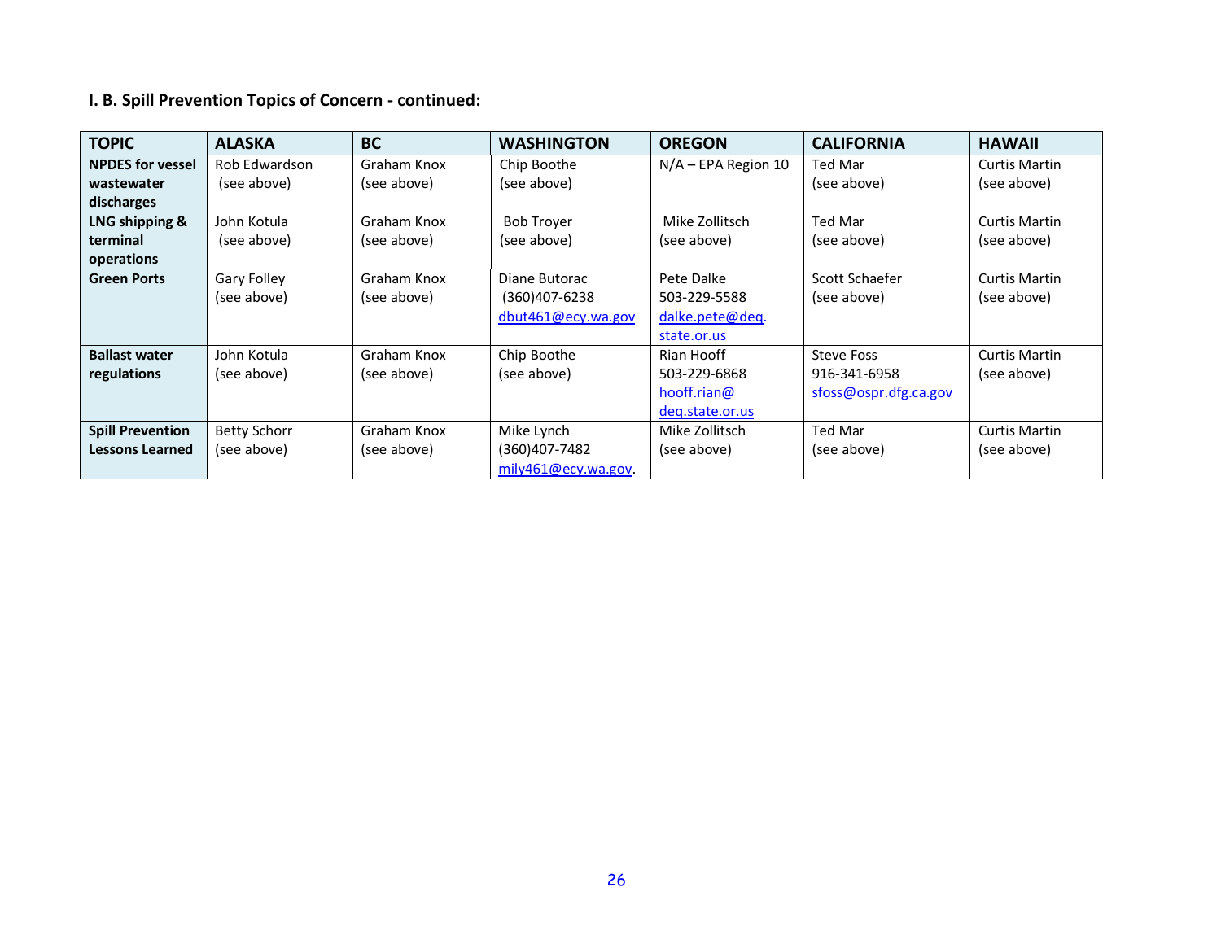**I. B. Spill Prevention Topics of Concern - continued:**

| TOPIC | ALASKA | BC | WASHINGTON | OREGON | CALIFORNIA | HAWAII |
|---|---|---|---|---|---|---|
| **NPDES for vessel wastewater discharges** | Rob Edwardson (see above) | Graham Knox (see above) | Chip Boothe (see above) | N/A – EPA Region 10 | Ted Mar (see above) | Curtis Martin (see above) |
| **LNG shipping & terminal operations** | John Kotula (see above) | Graham Knox (see above) | Bob Troyer (see above) | Mike Zollitsch (see above) | Ted Mar (see above) | Curtis Martin (see above) |
| **Green Ports** | Gary Folley (see above) | Graham Knox (see above) | Diane Butorac (360)407-6238 dbut461@ecy.wa.gov | Pete Dalke 503-229-5588 dalke.pete@deq.state.or.us | Scott Schaefer (see above) | Curtis Martin (see above) |
| **Ballast water regulations** | John Kotula (see above) | Graham Knox (see above) | Chip Boothe (see above) | Rian Hooff 503-229-6868 hooff.rian@deq.state.or.us | Steve Foss 916-341-6958 sfoss@ospr.dfg.ca.gov | Curtis Martin (see above) |
| **Spill Prevention Lessons Learned** | Betty Schorr (see above) | Graham Knox (see above) | Mike Lynch (360)407-7482 mily461@ecy.wa.gov. | Mike Zollitsch (see above) | Ted Mar (see above) | Curtis Martin (see above) |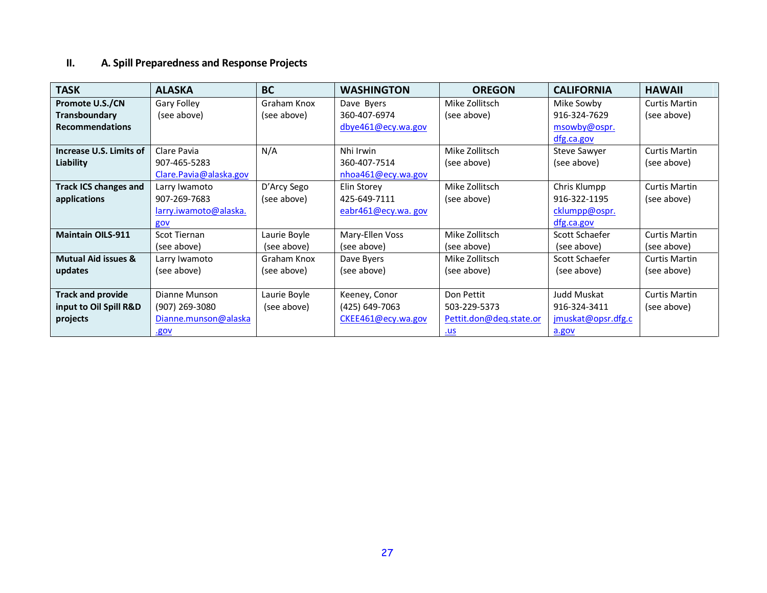## II. A. Spill Preparedness and Response Projects

| TASK | ALASKA | BC | WASHINGTON | OREGON | CALIFORNIA | HAWAII |
|---|---|---|---|---|---|---|
| **Promote U.S./CN Transboundary Recommendations** | Gary Folley (see above) | Graham Knox (see above) | Dave Byers 360-407-6974 dbye461@ecy.wa.gov | Mike Zollitsch (see above) | Mike Sowby 916-324-7629 msowby@ospr.dfg.ca.gov | Curtis Martin (see above) |
| **Increase U.S. Limits of Liability** | Clare Pavia 907-465-5283 Clare.Pavia@alaska.gov | N/A | Nhi Irwin 360-407-7514 nhoa461@ecy.wa.gov | Mike Zollitsch (see above) | Steve Sawyer (see above) | Curtis Martin (see above) |
| **Track ICS changes and applications** | Larry Iwamoto 907-269-7683 larry.iwamoto@alaska.gov | D'Arcy Sego (see above) | Elin Storey 425-649-7111 eabr461@ecy.wa. gov | Mike Zollitsch (see above) | Chris Klumpp 916-322-1195 cklumpp@ospr.dfg.ca.gov | Curtis Martin (see above) |
| **Maintain OILS-911** | Scot Tiernan (see above) | Laurie Boyle (see above) | Mary-Ellen Voss (see above) | Mike Zollitsch (see above) | Scott Schaefer (see above) | Curtis Martin (see above) |
| **Mutual Aid issues & updates** | Larry Iwamoto (see above) | Graham Knox (see above) | Dave Byers (see above) | Mike Zollitsch (see above) | Scott Schaefer (see above) | Curtis Martin (see above) |
| **Track and provide input to Oil Spill R&D projects** | Dianne Munson (907) 269-3080 Dianne.munson@alaska.gov | Laurie Boyle (see above) | Keeney, Conor (425) 649-7063 CKEE461@ecy.wa.gov | Don Pettit 503-229-5373 Pettit.don@deq.state.or.us | Judd Muskat 916-324-3411 jmuskat@opsr.dfg.ca.gov | Curtis Martin (see above) |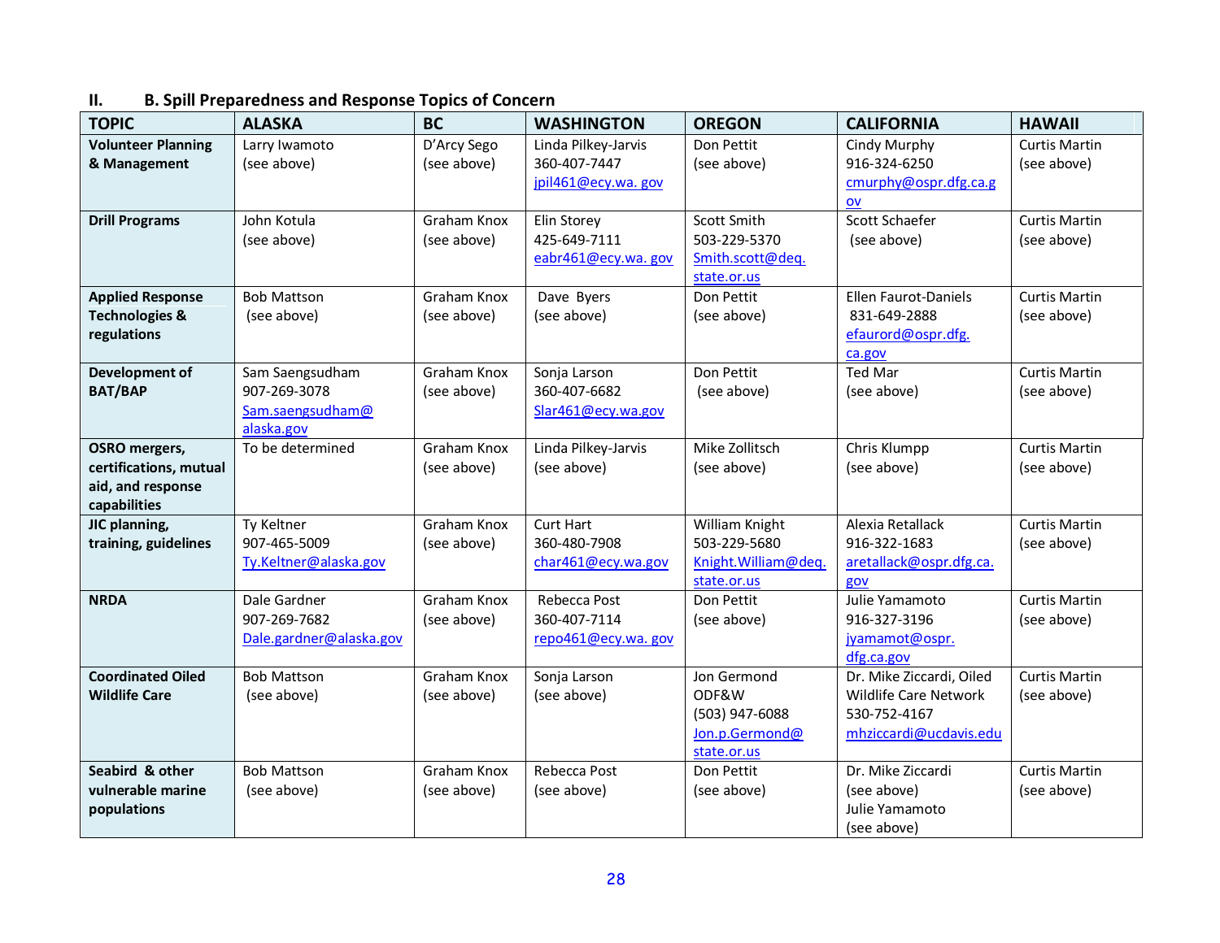## II. B. Spill Preparedness and Response Topics of Concern

| TOPIC | ALASKA | BC | WASHINGTON | OREGON | CALIFORNIA | HAWAII |
|---|---|---|---|---|---|---|
| **Volunteer Planning & Management** | Larry Iwamoto (see above) | D'Arcy Sego (see above) | Linda Pilkey-Jarvis 360-407-7447 jpil461@ecy.wa. gov | Don Pettit (see above) | Cindy Murphy 916-324-6250 cmurphy@ospr.dfg.ca.gov | Curtis Martin (see above) |
| **Drill Programs** | John Kotula (see above) | Graham Knox (see above) | Elin Storey 425-649-7111 eabr461@ecy.wa. gov | Scott Smith 503-229-5370 Smith.scott@deq.state.or.us | Scott Schaefer (see above) | Curtis Martin (see above) |
| **Applied Response Technologies & regulations** | Bob Mattson (see above) | Graham Knox (see above) | Dave Byers (see above) | Don Pettit (see above) | Ellen Faurot-Daniels 831-649-2888 efaurord@ospr.dfg.ca.gov | Curtis Martin (see above) |
| **Development of BAT/BAP** | Sam Saengsudham 907-269-3078 Sam.saengsudham@alaska.gov | Graham Knox (see above) | Sonja Larson 360-407-6682 Slar461@ecy.wa.gov | Don Pettit (see above) | Ted Mar (see above) | Curtis Martin (see above) |
| **OSRO mergers, certifications, mutual aid, and response capabilities** | To be determined | Graham Knox (see above) | Linda Pilkey-Jarvis (see above) | Mike Zollitsch (see above) | Chris Klumpp (see above) | Curtis Martin (see above) |
| **JIC planning, training, guidelines** | Ty Keltner 907-465-5009 Ty.Keltner@alaska.gov | Graham Knox (see above) | Curt Hart 360-480-7908 char461@ecy.wa.gov | William Knight 503-229-5680 Knight.William@deq.state.or.us | Alexia Retallack 916-322-1683 aretallack@ospr.dfg.ca.gov | Curtis Martin (see above) |
| **NRDA** | Dale Gardner 907-269-7682 Dale.gardner@alaska.gov | Graham Knox (see above) | Rebecca Post 360-407-7114 repo461@ecy.wa. gov | Don Pettit (see above) | Julie Yamamoto 916-327-3196 jyamamot@ospr.dfg.ca.gov | Curtis Martin (see above) |
| **Coordinated Oiled Wildlife Care** | Bob Mattson (see above) | Graham Knox (see above) | Sonja Larson (see above) | Jon Germond ODF&W (503) 947-6088 Jon.p.Germond@state.or.us | Dr. Mike Ziccardi, Oiled Wildlife Care Network 530-752-4167 mhziccardi@ucdavis.edu | Curtis Martin (see above) |
| **Seabird & other vulnerable marine populations** | Bob Mattson (see above) | Graham Knox (see above) | Rebecca Post (see above) | Don Pettit (see above) | Dr. Mike Ziccardi (see above) Julie Yamamoto (see above) | Curtis Martin (see above) |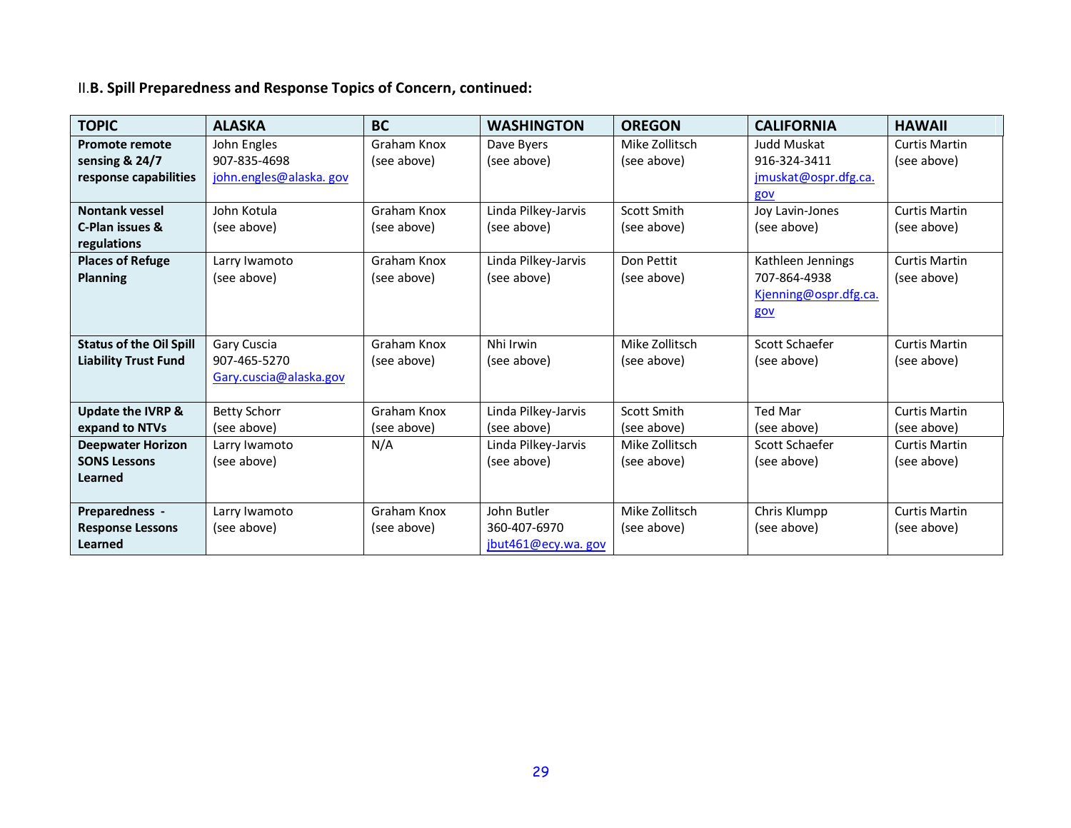II.**B. Spill Preparedness and Response Topics of Concern, continued:**

| TOPIC | ALASKA | BC | WASHINGTON | OREGON | CALIFORNIA | HAWAII |
|---|---|---|---|---|---|---|
| **Promote remote sensing & 24/7 response capabilities** | John Engles<br>907-835-4698<br>john.engles@alaska. gov | Graham Knox<br>(see above) | Dave Byers<br>(see above) | Mike Zollitsch<br>(see above) | Judd Muskat<br>916-324-3411<br>jmuskat@ospr.dfg.ca. gov | Curtis Martin<br>(see above) |
| **Nontank vessel C-Plan issues & regulations** | John Kotula<br>(see above) | Graham Knox<br>(see above) | Linda Pilkey-Jarvis<br>(see above) | Scott Smith<br>(see above) | Joy Lavin-Jones<br>(see above) | Curtis Martin<br>(see above) |
| **Places of Refuge Planning** | Larry Iwamoto<br>(see above) | Graham Knox<br>(see above) | Linda Pilkey-Jarvis<br>(see above) | Don Pettit<br>(see above) | Kathleen Jennings<br>707-864-4938<br>Kjenning@ospr.dfg.ca. gov | Curtis Martin<br>(see above) |
| **Status of the Oil Spill Liability Trust Fund** | Gary Cuscia<br>907-465-5270<br>Gary.cuscia@alaska.gov | Graham Knox<br>(see above) | Nhi Irwin<br>(see above) | Mike Zollitsch<br>(see above) | Scott Schaefer<br>(see above) | Curtis Martin<br>(see above) |
| **Update the IVRP & expand to NTVs** | Betty Schorr<br>(see above) | Graham Knox<br>(see above) | Linda Pilkey-Jarvis<br>(see above) | Scott Smith<br>(see above) | Ted Mar<br>(see above) | Curtis Martin<br>(see above) |
| **Deepwater Horizon SONS Lessons Learned** | Larry Iwamoto<br>(see above) | N/A | Linda Pilkey-Jarvis<br>(see above) | Mike Zollitsch<br>(see above) | Scott Schaefer<br>(see above) | Curtis Martin<br>(see above) |
| **Preparedness - Response Lessons Learned** | Larry Iwamoto<br>(see above) | Graham Knox<br>(see above) | John Butler<br>360-407-6970<br>jbut461@ecy.wa. gov | Mike Zollitsch<br>(see above) | Chris Klumpp<br>(see above) | Curtis Martin<br>(see above) |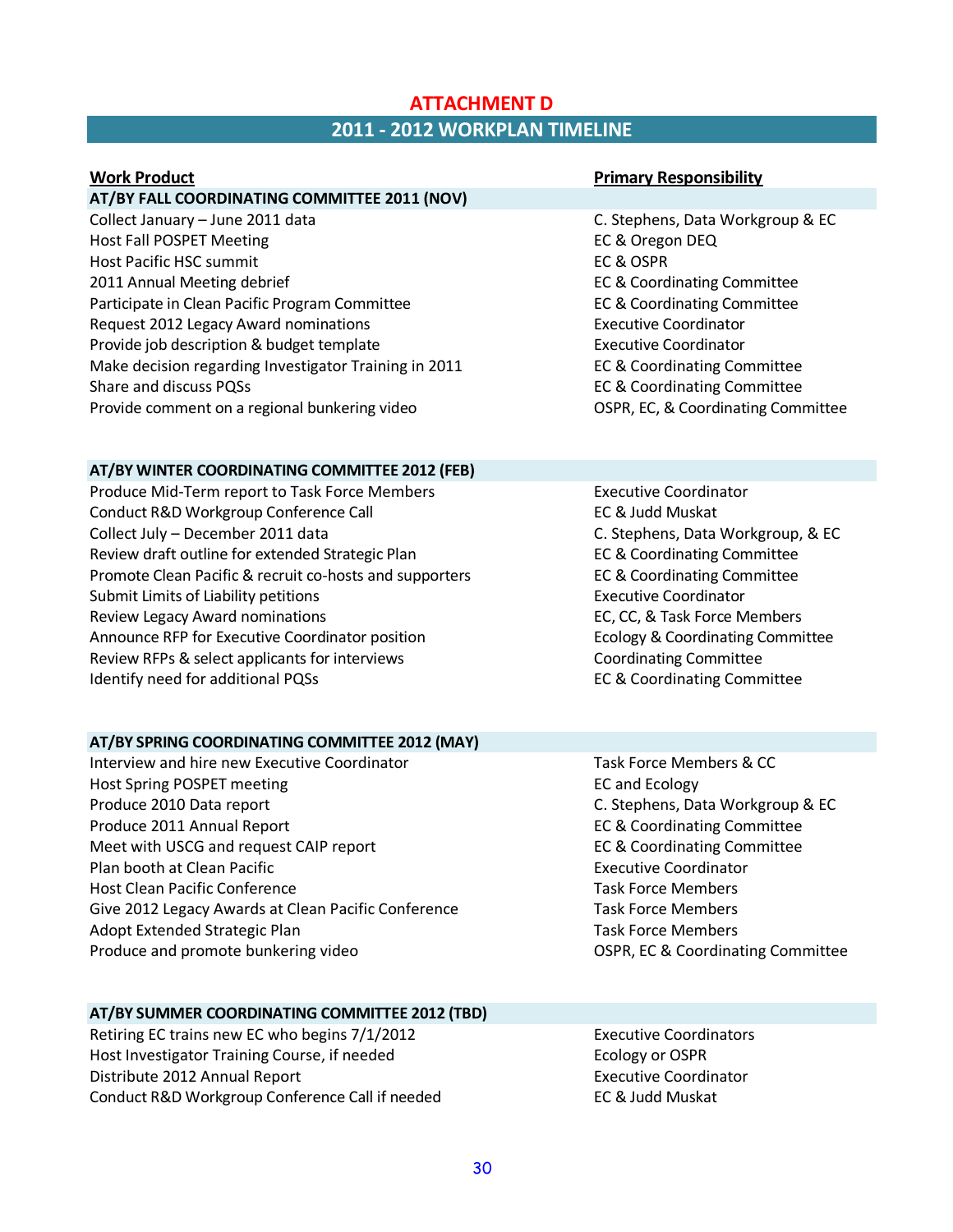# ATTACHMENT D

## 2011 - 2012 WORKPLAN TIMELINE

| Work Product | Primary Responsibility |
|---|---|
| **AT/BY FALL COORDINATING COMMITTEE 2011 (NOV)** | |
| Collect January – June 2011 data | C. Stephens, Data Workgroup & EC |
| Host Fall POSPET Meeting | EC & Oregon DEQ |
| Host Pacific HSC summit | EC & OSPR |
| 2011 Annual Meeting debrief | EC & Coordinating Committee |
| Participate in Clean Pacific Program Committee | EC & Coordinating Committee |
| Request 2012 Legacy Award nominations | Executive Coordinator |
| Provide job description & budget template | Executive Coordinator |
| Make decision regarding Investigator Training in 2011 | EC & Coordinating Committee |
| Share and discuss PQSs | EC & Coordinating Committee |
| Provide comment on a regional bunkering video | OSPR, EC, & Coordinating Committee |
| **AT/BY WINTER COORDINATING COMMITTEE 2012 (FEB)** | |
| Produce Mid-Term report to Task Force Members | Executive Coordinator |
| Conduct R&D Workgroup Conference Call | EC & Judd Muskat |
| Collect July – December 2011 data | C. Stephens, Data Workgroup, & EC |
| Review draft outline for extended Strategic Plan | EC & Coordinating Committee |
| Promote Clean Pacific & recruit co-hosts and supporters | EC & Coordinating Committee |
| Submit Limits of Liability petitions | Executive Coordinator |
| Review Legacy Award nominations | EC, CC, & Task Force Members |
| Announce RFP for Executive Coordinator position | Ecology & Coordinating Committee |
| Review RFPs & select applicants for interviews | Coordinating Committee |
| Identify need for additional PQSs | EC & Coordinating Committee |
| **AT/BY SPRING COORDINATING COMMITTEE 2012 (MAY)** | |
| Interview and hire new Executive Coordinator | Task Force Members & CC |
| Host Spring POSPET meeting | EC and Ecology |
| Produce 2010 Data report | C. Stephens, Data Workgroup & EC |
| Produce 2011 Annual Report | EC & Coordinating Committee |
| Meet with USCG and request CAIP report | EC & Coordinating Committee |
| Plan booth at Clean Pacific | Executive Coordinator |
| Host Clean Pacific Conference | Task Force Members |
| Give 2012 Legacy Awards at Clean Pacific Conference | Task Force Members |
| Adopt Extended Strategic Plan | Task Force Members |
| Produce and promote bunkering video | OSPR, EC & Coordinating Committee |
| **AT/BY SUMMER COORDINATING COMMITTEE 2012 (TBD)** | |
| Retiring EC trains new EC who begins 7/1/2012 | Executive Coordinators |
| Host Investigator Training Course, if needed | Ecology or OSPR |
| Distribute 2012 Annual Report | Executive Coordinator |
| Conduct R&D Workgroup Conference Call if needed | EC & Judd Muskat |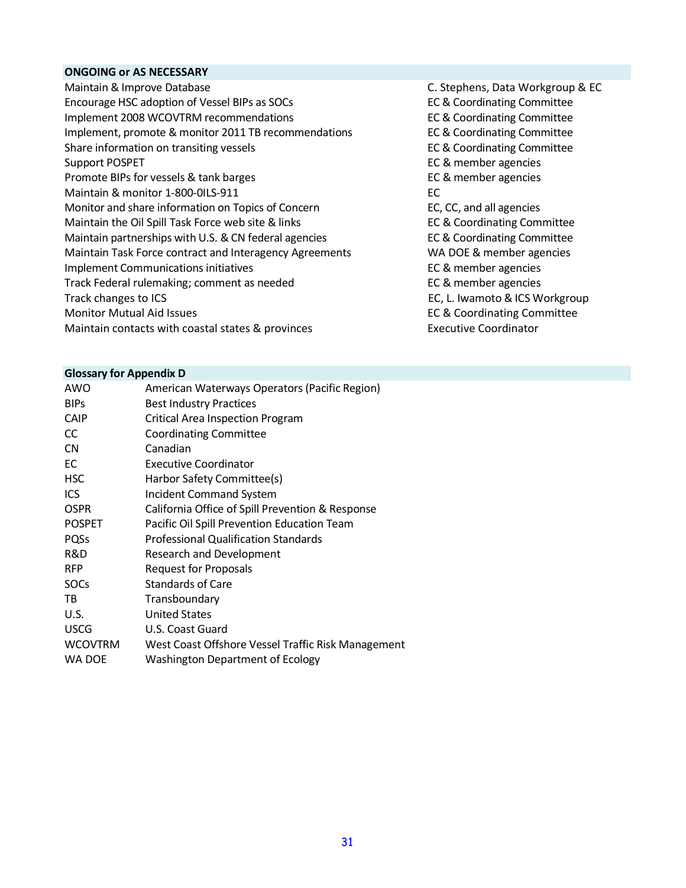| ONGOING or AS NECESSARY | |
|---|---|
| Maintain & Improve Database | C. Stephens, Data Workgroup & EC |
| Encourage HSC adoption of Vessel BIPs as SOCs | EC & Coordinating Committee |
| Implement 2008 WCOVTRM recommendations | EC & Coordinating Committee |
| Implement, promote & monitor 2011 TB recommendations | EC & Coordinating Committee |
| Share information on transiting vessels | EC & Coordinating Committee |
| Support POSPET | EC & member agencies |
| Promote BIPs for vessels & tank barges | EC & member agencies |
| Maintain & monitor 1-800-0ILS-911 | EC |
| Monitor and share information on Topics of Concern | EC, CC, and all agencies |
| Maintain the Oil Spill Task Force web site & links | EC & Coordinating Committee |
| Maintain partnerships with U.S. & CN federal agencies | EC & Coordinating Committee |
| Maintain Task Force contract and Interagency Agreements | WA DOE & member agencies |
| Implement Communications initiatives | EC & member agencies |
| Track Federal rulemaking; comment as needed | EC & member agencies |
| Track changes to ICS | EC, L. Iwamoto & ICS Workgroup |
| Monitor Mutual Aid Issues | EC & Coordinating Committee |
| Maintain contacts with coastal states & provinces | Executive Coordinator |

| Glossary for Appendix D | |
|---|---|
| AWO | American Waterways Operators (Pacific Region) |
| BIPs | Best Industry Practices |
| CAIP | Critical Area Inspection Program |
| CC | Coordinating Committee |
| CN | Canadian |
| EC | Executive Coordinator |
| HSC | Harbor Safety Committee(s) |
| ICS | Incident Command System |
| OSPR | California Office of Spill Prevention & Response |
| POSPET | Pacific Oil Spill Prevention Education Team |
| PQSs | Professional Qualification Standards |
| R&D | Research and Development |
| RFP | Request for Proposals |
| SOCs | Standards of Care |
| TB | Transboundary |
| U.S. | United States |
| USCG | U.S. Coast Guard |
| WCOVTRM | West Coast Offshore Vessel Traffic Risk Management |
| WA DOE | Washington Department of Ecology |